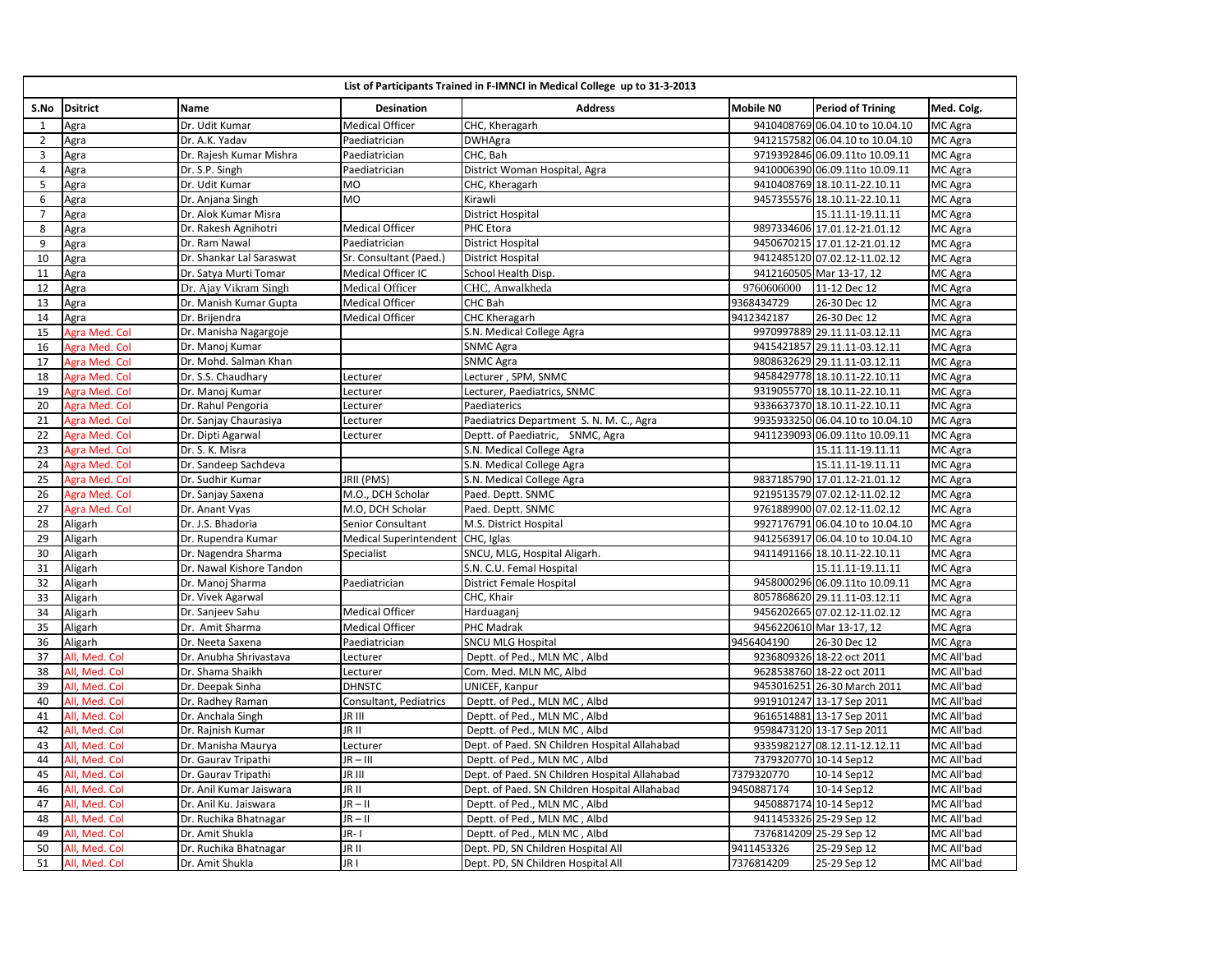| List of Participants Trained in F-IMNCI in Medical College up to 31-3-2013 | | | | | | | |
|---|---|---|---|---|---|---|---|
| S.No | Dsitrict | Name | Desination | Address | Mobile N0 | Period of Trining | Med. Colg. |
| 1 | Agra | Dr. Udit Kumar | Medical Officer | CHC, Kheragarh | 9410408769 | 06.04.10 to 10.04.10 | MC Agra |
| 2 | Agra | Dr. A.K. Yadav | Paediatrician | DWHAgra | 9412157582 | 06.04.10 to 10.04.10 | MC Agra |
| 3 | Agra | Dr. Rajesh Kumar Mishra | Paediatrician | CHC, Bah | 9719392846 | 06.09.11to 10.09.11 | MC Agra |
| 4 | Agra | Dr. S.P. Singh | Paediatrician | District Woman Hospital, Agra | 9410006390 | 06.09.11to 10.09.11 | MC Agra |
| 5 | Agra | Dr. Udit Kumar | MO | CHC, Kheragarh | 9410408769 | 18.10.11-22.10.11 | MC Agra |
| 6 | Agra | Dr. Anjana Singh | MO | Kirawli | 9457355576 | 18.10.11-22.10.11 | MC Agra |
| 7 | Agra | Dr. Alok Kumar Misra | | District Hospital | | 15.11.11-19.11.11 | MC Agra |
| 8 | Agra | Dr. Rakesh Agnihotri | Medical Officer | PHC Etora | 9897334606 | 17.01.12-21.01.12 | MC Agra |
| 9 | Agra | Dr. Ram Nawal | Paediatrician | District Hospital | 9450670215 | 17.01.12-21.01.12 | MC Agra |
| 10 | Agra | Dr. Shankar Lal Saraswat | Sr. Consultant (Paed.) | District Hospital | 9412485120 | 07.02.12-11.02.12 | MC Agra |
| 11 | Agra | Dr. Satya Murti Tomar | Medical Officer IC | School Health Disp. | 9412160505 | Mar 13-17, 12 | MC Agra |
| 12 | Agra | Dr. Ajay Vikram Singh | Medical Officer | CHC, Anwalkheda | 9760606000 | 11-12 Dec 12 | MC Agra |
| 13 | Agra | Dr. Manish Kumar Gupta | Medical Officer | CHC Bah | 9368434729 | 26-30 Dec 12 | MC Agra |
| 14 | Agra | Dr. Brijendra | Medical Officer | CHC Kheragarh | 9412342187 | 26-30 Dec 12 | MC Agra |
| 15 | Agra Med. Col | Dr. Manisha Nagargoje | | S.N. Medical College Agra | 9970997889 | 29.11.11-03.12.11 | MC Agra |
| 16 | Agra Med. Col | Dr. Manoj Kumar | | SNMC Agra | 9415421857 | 29.11.11-03.12.11 | MC Agra |
| 17 | Agra Med. Col | Dr. Mohd. Salman Khan | | SNMC Agra | 9808632629 | 29.11.11-03.12.11 | MC Agra |
| 18 | Agra Med. Col | Dr. S.S. Chaudhary | Lecturer | Lecturer , SPM, SNMC | 9458429778 | 18.10.11-22.10.11 | MC Agra |
| 19 | Agra Med. Col | Dr. Manoj Kumar | Lecturer | Lecturer, Paediatrics, SNMC | 9319055770 | 18.10.11-22.10.11 | MC Agra |
| 20 | Agra Med. Col | Dr. Rahul Pengoria | Lecturer | Paediaterics | 9336637370 | 18.10.11-22.10.11 | MC Agra |
| 21 | Agra Med. Col | Dr. Sanjay Chaurasiya | Lecturer | Paediatrics Department S. N. M. C., Agra | 9935933250 | 06.04.10 to 10.04.10 | MC Agra |
| 22 | Agra Med. Col | Dr. Dipti Agarwal | Lecturer | Deptt. of Paediatric, SNMC, Agra | 9411239093 | 06.09.11to 10.09.11 | MC Agra |
| 23 | Agra Med. Col | Dr. S. K. Misra | | S.N. Medical College Agra | | 15.11.11-19.11.11 | MC Agra |
| 24 | Agra Med. Col | Dr. Sandeep Sachdeva | | S.N. Medical College Agra | | 15.11.11-19.11.11 | MC Agra |
| 25 | Agra Med. Col | Dr. Sudhir Kumar | JRII (PMS) | S.N. Medical College Agra | 9837185790 | 17.01.12-21.01.12 | MC Agra |
| 26 | Agra Med. Col | Dr. Sanjay Saxena | M.O., DCH Scholar | Paed. Deptt. SNMC | 9219513579 | 07.02.12-11.02.12 | MC Agra |
| 27 | Agra Med. Col | Dr. Anant Vyas | M.O, DCH Scholar | Paed. Deptt. SNMC | 9761889900 | 07.02.12-11.02.12 | MC Agra |
| 28 | Aligarh | Dr. J.S. Bhadoria | Senior Consultant | M.S. District Hospital | 9927176791 | 06.04.10 to 10.04.10 | MC Agra |
| 29 | Aligarh | Dr. Rupendra Kumar | Medical Superintendent | CHC, Iglas | 9412563917 | 06.04.10 to 10.04.10 | MC Agra |
| 30 | Aligarh | Dr. Nagendra Sharma | Specialist | SNCU, MLG, Hospital Aligarh. | 9411491166 | 18.10.11-22.10.11 | MC Agra |
| 31 | Aligarh | Dr. Nawal Kishore Tandon | | S.N. C.U. Femal Hospital | | 15.11.11-19.11.11 | MC Agra |
| 32 | Aligarh | Dr. Manoj Sharma | Paediatrician | District Female Hospital | 9458000296 | 06.09.11to 10.09.11 | MC Agra |
| 33 | Aligarh | Dr. Vivek Agarwal | | CHC, Khair | 8057868620 | 29.11.11-03.12.11 | MC Agra |
| 34 | Aligarh | Dr. Sanjeev Sahu | Medical Officer | Harduaganj | 9456202665 | 07.02.12-11.02.12 | MC Agra |
| 35 | Aligarh | Dr. Amit Sharma | Medical Officer | PHC Madrak | 9456220610 | Mar 13-17, 12 | MC Agra |
| 36 | Aligarh | Dr. Neeta Saxena | Paediatrician | SNCU MLG Hospital | 9456404190 | 26-30 Dec 12 | MC Agra |
| 37 | All, Med. Col | Dr. Anubha Shrivastava | Lecturer | Deptt. of Ped., MLN MC , Albd | 9236809326 | 18-22 oct 2011 | MC All'bad |
| 38 | All, Med. Col | Dr. Shama Shaikh | Lecturer | Com. Med. MLN MC, Albd | 9628538760 | 18-22 oct 2011 | MC All'bad |
| 39 | All, Med. Col | Dr. Deepak Sinha | DHNSTC | UNICEF, Kanpur | 9453016251 | 26-30 March 2011 | MC All'bad |
| 40 | All, Med. Col | Dr. Radhey Raman | Consultant, Pediatrics | Deptt. of Ped., MLN MC , Albd | 9919101247 | 13-17 Sep 2011 | MC All'bad |
| 41 | All, Med. Col | Dr. Anchala Singh | JR III | Deptt. of Ped., MLN MC , Albd | 9616514881 | 13-17 Sep 2011 | MC All'bad |
| 42 | All, Med. Col | Dr. Rajnish Kumar | JR II | Deptt. of Ped., MLN MC , Albd | 9598473120 | 13-17 Sep 2011 | MC All'bad |
| 43 | All, Med. Col | Dr. Manisha Maurya | Lecturer | Dept. of Paed. SN Children Hospital Allahabad | 9335982127 | 08.12.11-12.12.11 | MC All'bad |
| 44 | All, Med. Col | Dr. Gaurav Tripathi | JR – III | Deptt. of Ped., MLN MC , Albd | 7379320770 | 10-14 Sep12 | MC All'bad |
| 45 | All, Med. Col | Dr. Gaurav Tripathi | JR III | Dept. of Paed. SN Children Hospital Allahabad | 7379320770 | 10-14 Sep12 | MC All'bad |
| 46 | All, Med. Col | Dr. Anil Kumar Jaiswara | JR II | Dept. of Paed. SN Children Hospital Allahabad | 9450887174 | 10-14 Sep12 | MC All'bad |
| 47 | All, Med. Col | Dr. Anil Ku. Jaiswara | JR – II | Deptt. of Ped., MLN MC , Albd | 9450887174 | 10-14 Sep12 | MC All'bad |
| 48 | All, Med. Col | Dr. Ruchika Bhatnagar | JR – II | Deptt. of Ped., MLN MC , Albd | 9411453326 | 25-29 Sep 12 | MC All'bad |
| 49 | All, Med. Col | Dr. Amit Shukla | JR- I | Deptt. of Ped., MLN MC , Albd | 7376814209 | 25-29 Sep 12 | MC All'bad |
| 50 | All, Med. Col | Dr. Ruchika Bhatnagar | JR II | Dept. PD, SN Children Hospital All | 9411453326 | 25-29 Sep 12 | MC All'bad |
| 51 | All, Med. Col | Dr. Amit Shukla | JR I | Dept. PD, SN Children Hospital All | 7376814209 | 25-29 Sep 12 | MC All'bad |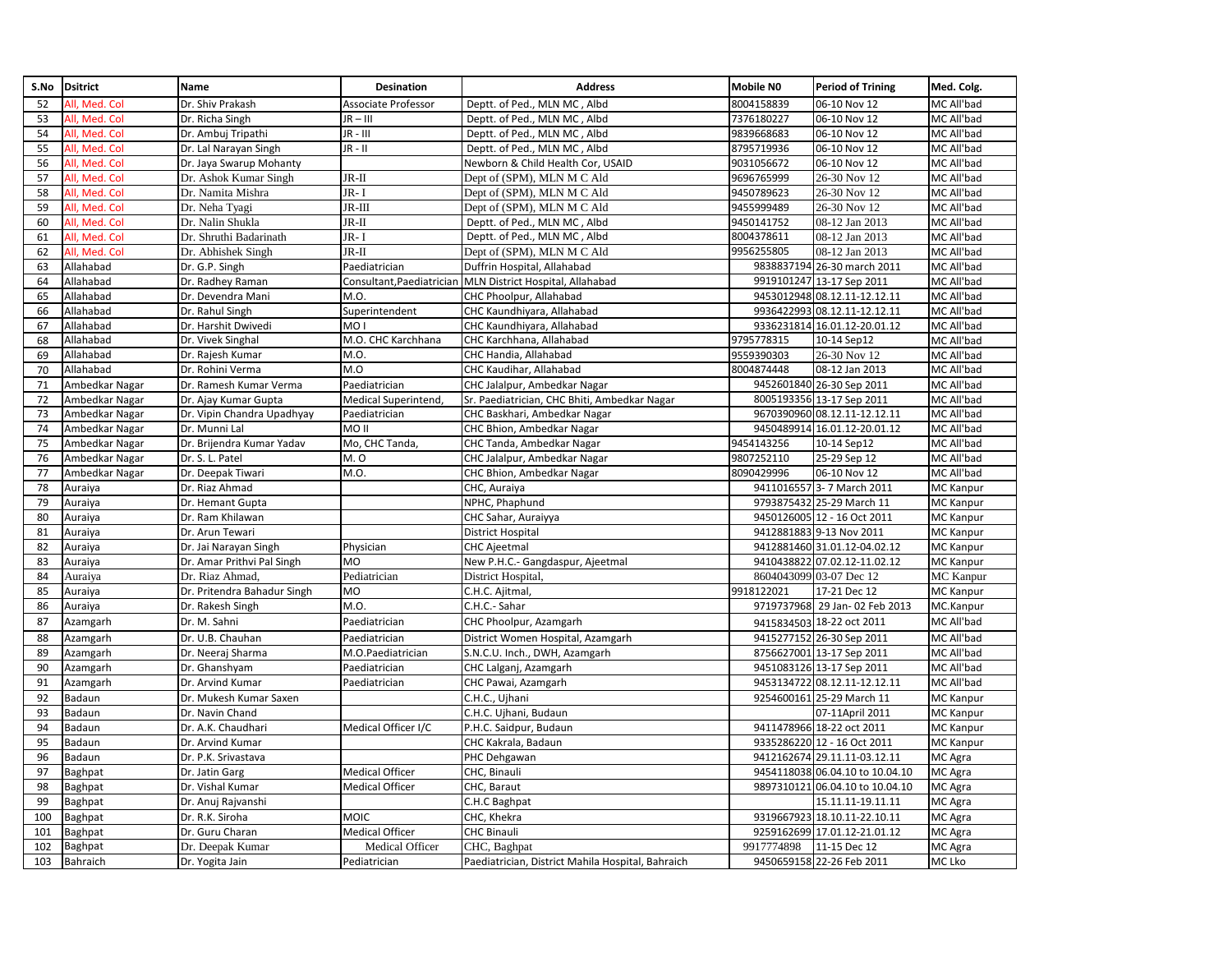| S.No | Dsitrict | Name | Desination | Address | Mobile N0 | Period of Trining | Med. Colg. |
|---|---|---|---|---|---|---|---|
| 52 | All, Med. Col | Dr. Shiv Prakash | Associate Professor | Deptt. of Ped., MLN MC , Albd | 8004158839 | 06-10 Nov 12 | MC All'bad |
| 53 | All, Med. Col | Dr. Richa Singh | JR – III | Deptt. of Ped., MLN MC , Albd | 7376180227 | 06-10 Nov 12 | MC All'bad |
| 54 | All, Med. Col | Dr. Ambuj Tripathi | JR - III | Deptt. of Ped., MLN MC , Albd | 9839668683 | 06-10 Nov 12 | MC All'bad |
| 55 | All, Med. Col | Dr. Lal Narayan Singh | JR - II | Deptt. of Ped., MLN MC , Albd | 8795719936 | 06-10 Nov 12 | MC All'bad |
| 56 | All, Med. Col | Dr. Jaya Swarup Mohanty | | Newborn & Child Health Cor, USAID | 9031056672 | 06-10 Nov 12 | MC All'bad |
| 57 | All, Med. Col | Dr. Ashok Kumar Singh | JR-II | Dept of (SPM), MLN M C Ald | 9696765999 | 26-30 Nov 12 | MC All'bad |
| 58 | All, Med. Col | Dr. Namita Mishra | JR- I | Dept of (SPM), MLN M C Ald | 9450789623 | 26-30 Nov 12 | MC All'bad |
| 59 | All, Med. Col | Dr. Neha Tyagi | JR-III | Dept of (SPM), MLN M C Ald | 9455999489 | 26-30 Nov 12 | MC All'bad |
| 60 | All, Med. Col | Dr. Nalin Shukla | JR-II | Deptt. of Ped., MLN MC , Albd | 9450141752 | 08-12 Jan 2013 | MC All'bad |
| 61 | All, Med. Col | Dr. Shruthi Badarinath | JR- I | Deptt. of Ped., MLN MC , Albd | 8004378611 | 08-12 Jan 2013 | MC All'bad |
| 62 | All, Med. Col | Dr. Abhishek Singh | JR-II | Dept of (SPM), MLN M C Ald | 9956255805 | 08-12 Jan 2013 | MC All'bad |
| 63 | Allahabad | Dr. G.P. Singh | Paediatrician | Duffrin Hospital, Allahabad | 9838837194 | 26-30 march 2011 | MC All'bad |
| 64 | Allahabad | Dr. Radhey Raman | Consultant,Paediatrician | MLN District Hospital, Allahabad | 9919101247 | 13-17 Sep 2011 | MC All'bad |
| 65 | Allahabad | Dr. Devendra Mani | M.O. | CHC Phoolpur, Allahabad | 9453012948 | 08.12.11-12.12.11 | MC All'bad |
| 66 | Allahabad | Dr. Rahul Singh | Superintendent | CHC Kaundhiyara, Allahabad | 9936422993 | 08.12.11-12.12.11 | MC All'bad |
| 67 | Allahabad | Dr. Harshit Dwivedi | MO I | CHC Kaundhiyara, Allahabad | 9336231814 | 16.01.12-20.01.12 | MC All'bad |
| 68 | Allahabad | Dr. Vivek Singhal | M.O. CHC Karchhana | CHC Karchhana, Allahabad | 9795778315 | 10-14 Sep12 | MC All'bad |
| 69 | Allahabad | Dr. Rajesh Kumar | M.O. | CHC Handia, Allahabad | 9559390303 | 26-30 Nov 12 | MC All'bad |
| 70 | Allahabad | Dr. Rohini Verma | M.O | CHC Kaudihar, Allahabad | 8004874448 | 08-12 Jan 2013 | MC All'bad |
| 71 | Ambedkar Nagar | Dr. Ramesh Kumar Verma | Paediatrician | CHC Jalalpur, Ambedkar Nagar | 9452601840 | 26-30 Sep 2011 | MC All'bad |
| 72 | Ambedkar Nagar | Dr. Ajay Kumar Gupta | Medical Superintend, | Sr. Paediatrician, CHC Bhiti, Ambedkar Nagar | 8005193356 | 13-17 Sep 2011 | MC All'bad |
| 73 | Ambedkar Nagar | Dr. Vipin Chandra Upadhyay | Paediatrician | CHC Baskhari, Ambedkar Nagar | 9670390960 | 08.12.11-12.12.11 | MC All'bad |
| 74 | Ambedkar Nagar | Dr. Munni Lal | MO II | CHC Bhion, Ambedkar Nagar | 9450489914 | 16.01.12-20.01.12 | MC All'bad |
| 75 | Ambedkar Nagar | Dr. Brijendra Kumar Yadav | Mo, CHC Tanda, | CHC Tanda, Ambedkar Nagar | 9454143256 | 10-14 Sep12 | MC All'bad |
| 76 | Ambedkar Nagar | Dr. S. L. Patel | M. O | CHC Jalalpur, Ambedkar Nagar | 9807252110 | 25-29 Sep 12 | MC All'bad |
| 77 | Ambedkar Nagar | Dr. Deepak Tiwari | M.O. | CHC Bhion, Ambedkar Nagar | 8090429996 | 06-10 Nov 12 | MC All'bad |
| 78 | Auraiya | Dr. Riaz Ahmad | | CHC, Auraiya | 9411016557 | 3- 7 March 2011 | MC Kanpur |
| 79 | Auraiya | Dr. Hemant Gupta | | NPHC, Phaphund | 9793875432 | 25-29 March 11 | MC Kanpur |
| 80 | Auraiya | Dr. Ram Khilawan | | CHC Sahar, Auraiyya | 9450126005 | 12 - 16 Oct 2011 | MC Kanpur |
| 81 | Auraiya | Dr. Arun Tewari | | District Hospital | 9412881883 | 9-13 Nov 2011 | MC Kanpur |
| 82 | Auraiya | Dr. Jai Narayan Singh | Physician | CHC Ajeetmal | 9412881460 | 31.01.12-04.02.12 | MC Kanpur |
| 83 | Auraiya | Dr. Amar Prithvi Pal Singh | MO | New P.H.C.- Gangdaspur, Ajeetmal | 9410438822 | 07.02.12-11.02.12 | MC Kanpur |
| 84 | Auraiya | Dr. Riaz Ahmad, | Pediatrician | District Hospital, | 8604043099 | 03-07 Dec 12 | MC Kanpur |
| 85 | Auraiya | Dr. Pritendra Bahadur Singh | MO | C.H.C. Ajitmal, | 9918122021 | 17-21 Dec 12 | MC Kanpur |
| 86 | Auraiya | Dr. Rakesh Singh | M.O. | C.H.C.- Sahar | 9719737968 | 29 Jan- 02 Feb 2013 | MC.Kanpur |
| 87 | Azamgarh | Dr. M. Sahni | Paediatrician | CHC Phoolpur, Azamgarh | 9415834503 | 18-22 oct 2011 | MC All'bad |
| 88 | Azamgarh | Dr. U.B. Chauhan | Paediatrician | District Women Hospital, Azamgarh | 9415277152 | 26-30 Sep 2011 | MC All'bad |
| 89 | Azamgarh | Dr. Neeraj Sharma | M.O.Paediatrician | S.N.C.U. Inch., DWH, Azamgarh | 8756627001 | 13-17 Sep 2011 | MC All'bad |
| 90 | Azamgarh | Dr. Ghanshyam | Paediatrician | CHC Lalganj, Azamgarh | 9451083126 | 13-17 Sep 2011 | MC All'bad |
| 91 | Azamgarh | Dr. Arvind Kumar | Paediatrician | CHC Pawai, Azamgarh | 9453134722 | 08.12.11-12.12.11 | MC All'bad |
| 92 | Badaun | Dr. Mukesh Kumar Saxen | | C.H.C., Ujhani | 9254600161 | 25-29 March 11 | MC Kanpur |
| 93 | Badaun | Dr. Navin Chand | | C.H.C. Ujhani, Budaun | | 07-11April 2011 | MC Kanpur |
| 94 | Badaun | Dr. A.K. Chaudhari | Medical Officer I/C | P.H.C. Saidpur, Budaun | 9411478966 | 18-22 oct 2011 | MC Kanpur |
| 95 | Badaun | Dr. Arvind Kumar | | CHC Kakrala, Badaun | 9335286220 | 12 - 16 Oct 2011 | MC Kanpur |
| 96 | Badaun | Dr. P.K. Srivastava | | PHC Dehgawan | 9412162674 | 29.11.11-03.12.11 | MC Agra |
| 97 | Baghpat | Dr. Jatin Garg | Medical Officer | CHC, Binauli | 9454118038 | 06.04.10 to 10.04.10 | MC Agra |
| 98 | Baghpat | Dr. Vishal Kumar | Medical Officer | CHC, Baraut | 9897310121 | 06.04.10 to 10.04.10 | MC Agra |
| 99 | Baghpat | Dr. Anuj Rajvanshi | | C.H.C Baghpat | | 15.11.11-19.11.11 | MC Agra |
| 100 | Baghpat | Dr. R.K. Siroha | MOIC | CHC, Khekra | 9319667923 | 18.10.11-22.10.11 | MC Agra |
| 101 | Baghpat | Dr. Guru Charan | Medical Officer | CHC Binauli | 9259162699 | 17.01.12-21.01.12 | MC Agra |
| 102 | Baghpat | Dr. Deepak Kumar | Medical Officer | CHC, Baghpat | 9917774898 | 11-15 Dec 12 | MC Agra |
| 103 | Bahraich | Dr. Yogita Jain | Pediatrician | Paediatrician, District Mahila Hospital, Bahraich | 9450659158 | 22-26 Feb 2011 | MC Lko |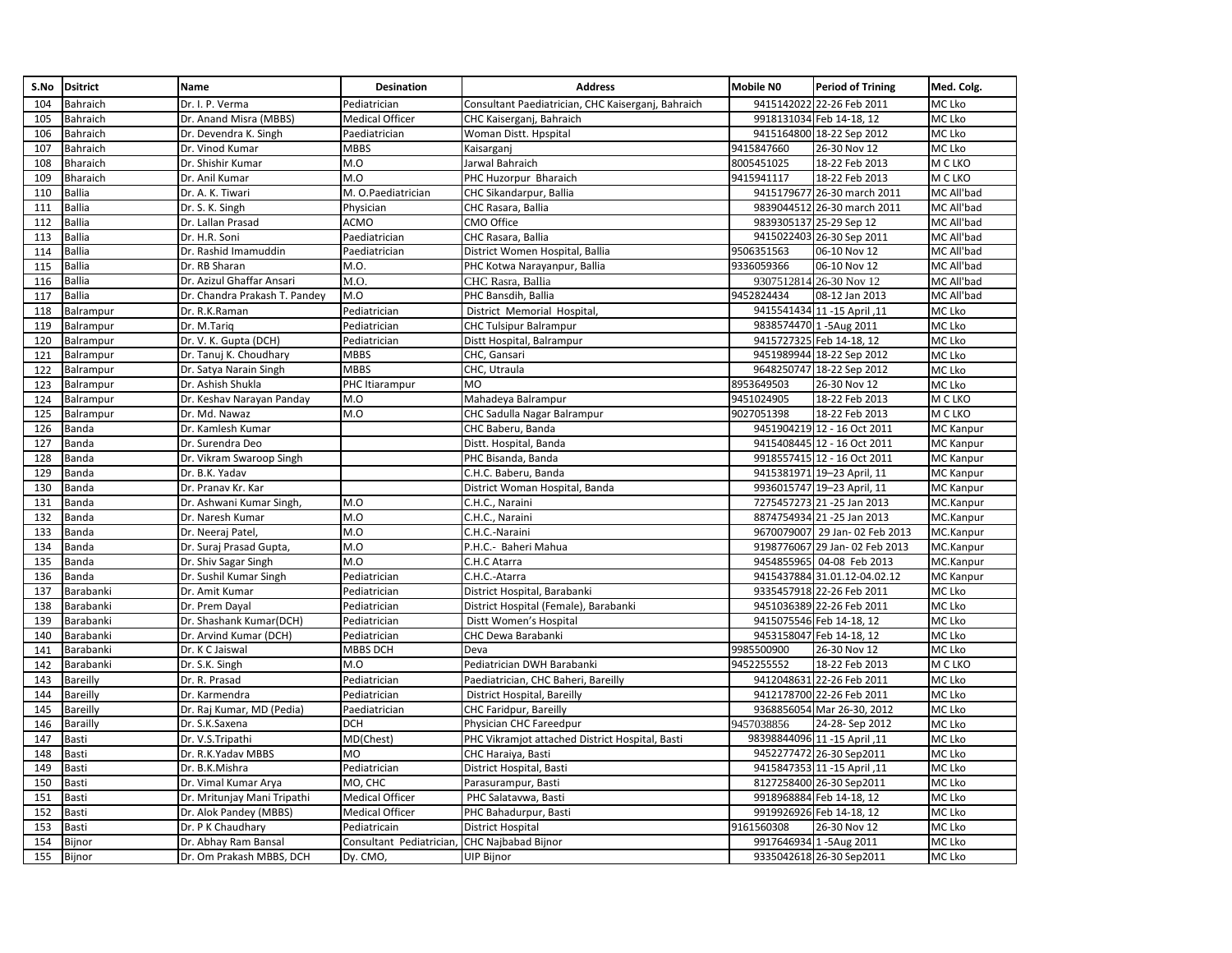| S.No | Dsitrict | Name | Desination | Address | Mobile N0 | Period of Trining | Med. Colg. |
|---|---|---|---|---|---|---|---|
| 104 | Bahraich | Dr. I. P. Verma | Pediatrician | Consultant Paediatrician, CHC Kaiserganj, Bahraich | 9415142022 | 22-26 Feb 2011 | MC Lko |
| 105 | Bahraich | Dr. Anand Misra (MBBS) | Medical Officer | CHC Kaiserganj, Bahraich | 9918131034 | Feb 14-18, 12 | MC Lko |
| 106 | Bahraich | Dr. Devendra K. Singh | Paediatrician | Woman Distt. Hpspital | 9415164800 | 18-22 Sep 2012 | MC Lko |
| 107 | Bahraich | Dr. Vinod Kumar | MBBS | Kaisarganj | 9415847660 | 26-30 Nov 12 | MC Lko |
| 108 | Bhairaich | Dr. Shishir Kumar | M.O | Jarwal Bahraich | 8005451025 | 18-22 Feb 2013 | M C LKO |
| 109 | Bharaich | Dr. Anil Kumar | M.O | PHC Huzorpur Bharaich | 9415941117 | 18-22 Feb 2013 | M C LKO |
| 110 | Ballia | Dr. A. K. Tiwari | M. O.Paediatrician | CHC Sikandarpur, Ballia | 9415179677 | 26-30 march 2011 | MC All'bad |
| 111 | Ballia | Dr. S. K. Singh | Physician | CHC Rasara, Ballia | 9839044512 | 26-30 march 2011 | MC All'bad |
| 112 | Ballia | Dr. Lallan Prasad | ACMO | CMO Office | 9839305137 | 25-29 Sep 12 | MC All'bad |
| 113 | Ballia | Dr. H.R. Soni | Paediatrician | CHC Rasara, Ballia | 9415022403 | 26-30 Sep 2011 | MC All'bad |
| 114 | Ballia | Dr. Rashid Imamuddin | Paediatrician | District Women Hospital, Ballia | 9506351563 | 06-10 Nov 12 | MC All'bad |
| 115 | Ballia | Dr. RB Sharan | M.O. | PHC Kotwa Narayanpur, Ballia | 9336059366 | 06-10 Nov 12 | MC All'bad |
| 116 | Ballia | Dr. Azizul Ghaffar Ansari | M.O. | CHC Rasra, Ballia | 9307512814 | 26-30 Nov 12 | MC All'bad |
| 117 | Ballia | Dr. Chandra Prakash T. Pandey | M.O | PHC Bansdih, Ballia | 9452824434 | 08-12 Jan 2013 | MC All'bad |
| 118 | Balrampur | Dr. R.K.Raman | Pediatrician | District Memorial Hospital, | 9415541434 | 11 -15 April ,11 | MC Lko |
| 119 | Balrampur | Dr. M.Tariq | Pediatrician | CHC Tulsipur Balrampur | 9838574470 | 1 -5Aug 2011 | MC Lko |
| 120 | Balrampur | Dr. V. K. Gupta (DCH) | Pediatrician | Distt Hospital, Balrampur | 9415727325 | Feb 14-18, 12 | MC Lko |
| 121 | Balrampur | Dr. Tanuj K. Choudhary | MBBS | CHC, Gansari | 9451989944 | 18-22 Sep 2012 | MC Lko |
| 122 | Balrampur | Dr. Satya Narain Singh | MBBS | CHC, Utraula | 9648250747 | 18-22 Sep 2012 | MC Lko |
| 123 | Balrampur | Dr. Ashish Shukla | PHC Itiarampur | MO | 8953649503 | 26-30 Nov 12 | MC Lko |
| 124 | Balrampur | Dr. Keshav Narayan Panday | M.O | Mahadeya Balrampur | 9451024905 | 18-22 Feb 2013 | M C LKO |
| 125 | Balrampur | Dr. Md. Nawaz | M.O | CHC Sadulla Nagar Balrampur | 9027051398 | 18-22 Feb 2013 | M C LKO |
| 126 | Banda | Dr. Kamlesh Kumar | | CHC Baberu, Banda | 9451904219 | 12 - 16 Oct 2011 | MC Kanpur |
| 127 | Banda | Dr. Surendra Deo | | Distt. Hospital, Banda | 9415408445 | 12 - 16 Oct 2011 | MC Kanpur |
| 128 | Banda | Dr. Vikram Swaroop Singh | | PHC Bisanda, Banda | 9918557415 | 12 - 16 Oct 2011 | MC Kanpur |
| 129 | Banda | Dr. B.K. Yadav | | C.H.C. Baberu, Banda | 9415381971 | 19–23 April, 11 | MC Kanpur |
| 130 | Banda | Dr. Pranav Kr. Kar | | District Woman Hospital, Banda | 9936015747 | 19–23 April, 11 | MC Kanpur |
| 131 | Banda | Dr. Ashwani Kumar Singh, | M.O | C.H.C., Naraini | 7275457273 | 21 -25 Jan 2013 | MC.Kanpur |
| 132 | Banda | Dr. Naresh Kumar | M.O | C.H.C., Naraini | 8874754934 | 21 -25 Jan 2013 | MC.Kanpur |
| 133 | Banda | Dr. Neeraj Patel, | M.O | C.H.C.-Naraini | 9670079007 | 29 Jan- 02 Feb 2013 | MC.Kanpur |
| 134 | Banda | Dr. Suraj Prasad Gupta, | M.O | P.H.C.- Baheri Mahua | 9198776067 | 29 Jan- 02 Feb 2013 | MC.Kanpur |
| 135 | Banda | Dr. Shiv Sagar Singh | M.O | C.H.C Atarra | 9454855965 | 04-08 Feb 2013 | MC.Kanpur |
| 136 | Banda | Dr. Sushil Kumar Singh | Pediatrician | C.H.C.-Atarra | 9415437884 | 31.01.12-04.02.12 | MC Kanpur |
| 137 | Barabanki | Dr. Amit Kumar | Pediatrician | District Hospital, Barabanki | 9335457918 | 22-26 Feb 2011 | MC Lko |
| 138 | Barabanki | Dr. Prem Dayal | Pediatrician | District Hospital (Female), Barabanki | 9451036389 | 22-26 Feb 2011 | MC Lko |
| 139 | Barabanki | Dr. Shashank Kumar(DCH) | Pediatrician | Distt Women's Hospital | 9415075546 | Feb 14-18, 12 | MC Lko |
| 140 | Barabanki | Dr. Arvind Kumar (DCH) | Pediatrician | CHC Dewa Barabanki | 9453158047 | Feb 14-18, 12 | MC Lko |
| 141 | Barabanki | Dr. K C Jaiswal | MBBS DCH | Deva | 9985500900 | 26-30 Nov 12 | MC Lko |
| 142 | Barabanki | Dr. S.K. Singh | M.O | Pediatrician DWH Barabanki | 9452255552 | 18-22 Feb 2013 | M C LKO |
| 143 | Bareilly | Dr. R. Prasad | Pediatrician | Paediatrician, CHC Baheri, Bareilly | 9412048631 | 22-26 Feb 2011 | MC Lko |
| 144 | Bareilly | Dr. Karmendra | Pediatrician | District Hospital, Bareilly | 9412178700 | 22-26 Feb 2011 | MC Lko |
| 145 | Bareilly | Dr. Raj Kumar, MD (Pedia) | Paediatrician | CHC Faridpur, Bareilly | 9368856054 | Mar 26-30, 2012 | MC Lko |
| 146 | Barailly | Dr. S.K.Saxena | DCH | Physician CHC Fareedpur | 9457038856 | 24-28- Sep 2012 | MC Lko |
| 147 | Basti | Dr. V.S.Tripathi | MD(Chest) | PHC Vikramjot attached District Hospital, Basti | 98398844096 | 11 -15 April ,11 | MC Lko |
| 148 | Basti | Dr. R.K.Yadav MBBS | MO | CHC Haraiya, Basti | 9452277472 | 26-30 Sep2011 | MC Lko |
| 149 | Basti | Dr. B.K.Mishra | Pediatrician | District Hospital, Basti | 9415847353 | 11 -15 April ,11 | MC Lko |
| 150 | Basti | Dr. Vimal Kumar Arya | MO, CHC | Parasurampur, Basti | 8127258400 | 26-30 Sep2011 | MC Lko |
| 151 | Basti | Dr. Mritunjay Mani Tripathi | Medical Officer | PHC Salatavwa, Basti | 9918968884 | Feb 14-18, 12 | MC Lko |
| 152 | Basti | Dr. Alok Pandey (MBBS) | Medical Officer | PHC Bahadurpur, Basti | 9919926926 | Feb 14-18, 12 | MC Lko |
| 153 | Basti | Dr. P K Chaudhary | Pediatricain | District Hospital | 9161560308 | 26-30 Nov 12 | MC Lko |
| 154 | Bijnor | Dr. Abhay Ram Bansal | Consultant Pediatrician, | CHC Najbabad Bijnor | 9917646934 | 1 -5Aug 2011 | MC Lko |
| 155 | Bijnor | Dr. Om Prakash MBBS, DCH | Dy. CMO, | UIP Bijnor | 9335042618 | 26-30 Sep2011 | MC Lko |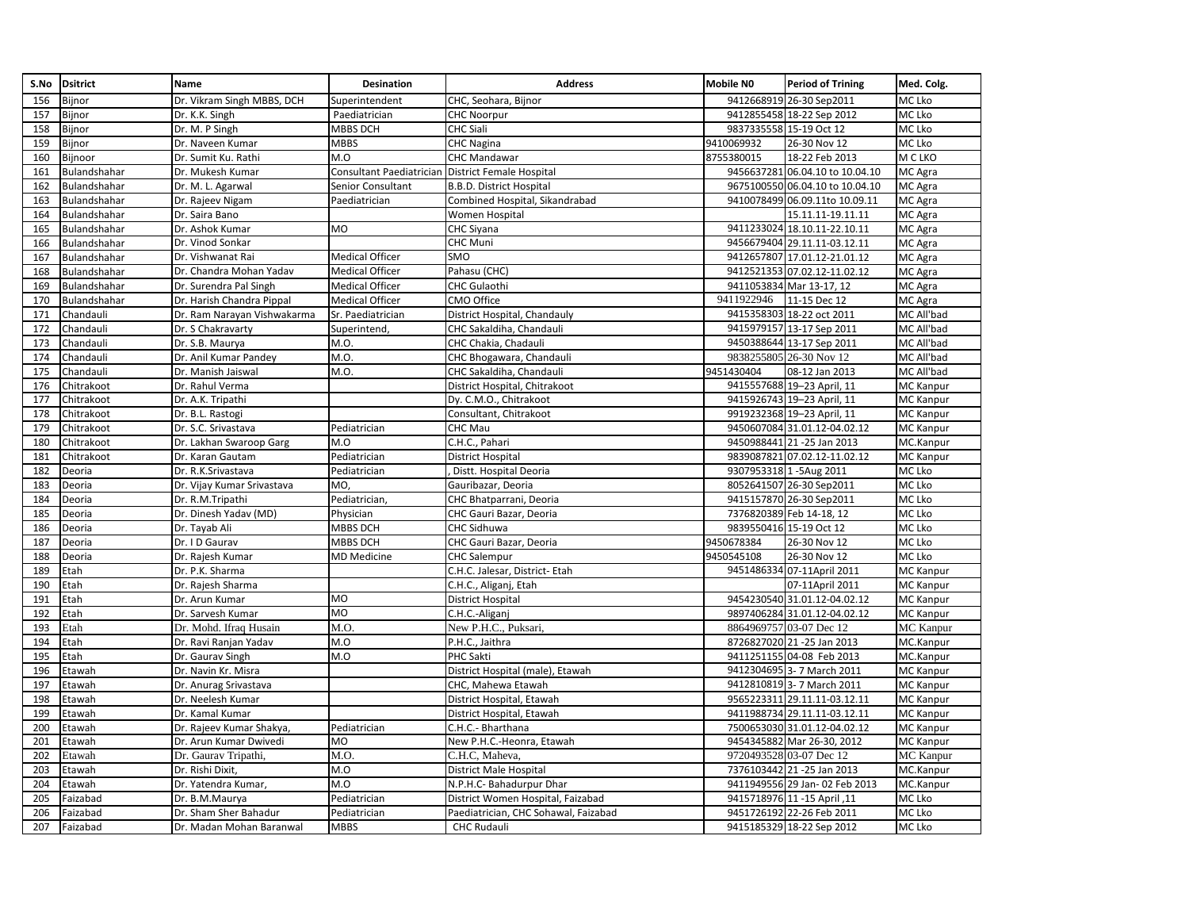| S.No | Dsitrict | Name | Desination | Address | Mobile N0 | Period of Trining | Med. Colg. |
|---|---|---|---|---|---|---|---|
| 156 | Bijnor | Dr. Vikram Singh MBBS, DCH | Superintendent | CHC, Seohara, Bijnor | 9412668919 | 26-30 Sep2011 | MC Lko |
| 157 | Bijnor | Dr. K.K. Singh | Paediatrician | CHC Noorpur | 9412855458 | 18-22 Sep 2012 | MC Lko |
| 158 | Bijnor | Dr. M. P Singh | MBBS DCH | CHC Siali | 9837335558 | 15-19 Oct 12 | MC Lko |
| 159 | Bijnor | Dr. Naveen Kumar | MBBS | CHC Nagina | 9410069932 | 26-30 Nov 12 | MC Lko |
| 160 | Bijnoor | Dr. Sumit Ku. Rathi | M.O | CHC Mandawar | 8755380015 | 18-22 Feb 2013 | M C LKO |
| 161 | Bulandshahar | Dr. Mukesh Kumar | Consultant Paediatrician | District Female Hospital | 9456637281 | 06.04.10 to 10.04.10 | MC Agra |
| 162 | Bulandshahar | Dr. M. L. Agarwal | Senior Consultant | B.B.D. District Hospital | 9675100550 | 06.04.10 to 10.04.10 | MC Agra |
| 163 | Bulandshahar | Dr. Rajeev Nigam | Paediatrician | Combined Hospital, Sikandrabad | 9410078499 | 06.09.11to 10.09.11 | MC Agra |
| 164 | Bulandshahar | Dr. Saira Bano | | Women Hospital | | 15.11.11-19.11.11 | MC Agra |
| 165 | Bulandshahar | Dr. Ashok Kumar | MO | CHC Siyana | 9411233024 | 18.10.11-22.10.11 | MC Agra |
| 166 | Bulandshahar | Dr. Vinod Sonkar | | CHC Muni | 9456679404 | 29.11.11-03.12.11 | MC Agra |
| 167 | Bulandshahar | Dr. Vishwanat Rai | Medical Officer | SMO | 9412657807 | 17.01.12-21.01.12 | MC Agra |
| 168 | Bulandshahar | Dr. Chandra Mohan Yadav | Medical Officer | Pahasu (CHC) | 9412521353 | 07.02.12-11.02.12 | MC Agra |
| 169 | Bulandshahar | Dr. Surendra Pal Singh | Medical Officer | CHC Gulaothi | 9411053834 | Mar 13-17, 12 | MC Agra |
| 170 | Bulandshahar | Dr. Harish Chandra Pippal | Medical Officer | CMO Office | 9411922946 | 11-15 Dec 12 | MC Agra |
| 171 | Chandauli | Dr. Ram Narayan Vishwakarma | Sr. Paediatrician | District Hospital, Chandauly | 9415358303 | 18-22 oct 2011 | MC All'bad |
| 172 | Chandauli | Dr. S Chakravarty | Superintend, | CHC Sakaldiha, Chandauli | 9415979157 | 13-17 Sep 2011 | MC All'bad |
| 173 | Chandauli | Dr. S.B. Maurya | M.O. | CHC Chakia, Chadauli | 9450388644 | 13-17 Sep 2011 | MC All'bad |
| 174 | Chandauli | Dr. Anil Kumar Pandey | M.O. | CHC Bhogawara, Chandauli | 9838255805 | 26-30 Nov 12 | MC All'bad |
| 175 | Chandauli | Dr. Manish Jaiswal | M.O. | CHC Sakaldiha, Chandauli | 9451430404 | 08-12 Jan 2013 | MC All'bad |
| 176 | Chitrakoot | Dr. Rahul Verma | | District Hospital, Chitrakoot | 9415557688 | 19–23 April, 11 | MC Kanpur |
| 177 | Chitrakoot | Dr. A.K. Tripathi | | Dy. C.M.O., Chitrakoot | 9415926743 | 19–23 April, 11 | MC Kanpur |
| 178 | Chitrakoot | Dr. B.L. Rastogi | | Consultant, Chitrakoot | 9919232368 | 19–23 April, 11 | MC Kanpur |
| 179 | Chitrakoot | Dr. S.C. Srivastava | Pediatrician | CHC Mau | 9450607084 | 31.01.12-04.02.12 | MC Kanpur |
| 180 | Chitrakoot | Dr. Lakhan Swaroop Garg | M.O | C.H.C., Pahari | 9450988441 | 21 -25 Jan 2013 | MC.Kanpur |
| 181 | Chitrakoot | Dr. Karan Gautam | Pediatrician | District Hospital | 9839087821 | 07.02.12-11.02.12 | MC Kanpur |
| 182 | Deoria | Dr. R.K.Srivastava | Pediatrician | , Distt. Hospital Deoria | 9307953318 | 1 -5Aug 2011 | MC Lko |
| 183 | Deoria | Dr. Vijay Kumar Srivastava | MO, | Gauribazar, Deoria | 8052641507 | 26-30 Sep2011 | MC Lko |
| 184 | Deoria | Dr. R.M.Tripathi | Pediatrician, | CHC Bhatparrani, Deoria | 9415157870 | 26-30 Sep2011 | MC Lko |
| 185 | Deoria | Dr. Dinesh Yadav (MD) | Physician | CHC Gauri Bazar, Deoria | 7376820389 | Feb 14-18, 12 | MC Lko |
| 186 | Deoria | Dr. Tayab Ali | MBBS DCH | CHC Sidhuwa | 9839550416 | 15-19 Oct 12 | MC Lko |
| 187 | Deoria | Dr. I D Gaurav | MBBS DCH | CHC Gauri Bazar, Deoria | 9450678384 | 26-30 Nov 12 | MC Lko |
| 188 | Deoria | Dr. Rajesh Kumar | MD Medicine | CHC Salempur | 9450545108 | 26-30 Nov 12 | MC Lko |
| 189 | Etah | Dr. P.K. Sharma | | C.H.C. Jalesar, District- Etah | 9451486334 | 07-11April 2011 | MC Kanpur |
| 190 | Etah | Dr. Rajesh Sharma | | C.H.C., Aliganj, Etah | | 07-11April 2011 | MC Kanpur |
| 191 | Etah | Dr. Arun Kumar | MO | District Hospital | 9454230540 | 31.01.12-04.02.12 | MC Kanpur |
| 192 | Etah | Dr. Sarvesh Kumar | MO | C.H.C.-Aliganj | 9897406284 | 31.01.12-04.02.12 | MC Kanpur |
| 193 | Etah | Dr. Mohd. Ifraq Husain | M.O. | New P.H.C., Puksari, | 8864969757 | 03-07 Dec 12 | MC Kanpur |
| 194 | Etah | Dr. Ravi Ranjan Yadav | M.O | P.H.C., Jaithra | 8726827020 | 21 -25 Jan 2013 | MC.Kanpur |
| 195 | Etah | Dr. Gaurav Singh | M.O | PHC Sakti | 9411251155 | 04-08 Feb 2013 | MC.Kanpur |
| 196 | Etawah | Dr. Navin Kr. Misra | | District Hospital (male), Etawah | 9412304695 | 3- 7 March 2011 | MC Kanpur |
| 197 | Etawah | Dr. Anurag Srivastava | | CHC, Mahewa Etawah | 9412810819 | 3- 7 March 2011 | MC Kanpur |
| 198 | Etawah | Dr. Neelesh Kumar | | District Hospital, Etawah | 9565223311 | 29.11.11-03.12.11 | MC Kanpur |
| 199 | Etawah | Dr. Kamal Kumar | | District Hospital, Etawah | 9411988734 | 29.11.11-03.12.11 | MC Kanpur |
| 200 | Etawah | Dr. Rajeev Kumar Shakya, | Pediatrician | C.H.C.- Bharthana | 7500653030 | 31.01.12-04.02.12 | MC Kanpur |
| 201 | Etawah | Dr. Arun Kumar Dwivedi | MO | New P.H.C.-Heonra, Etawah | 9454345882 | Mar 26-30, 2012 | MC Kanpur |
| 202 | Etawah | Dr. Gaurav Tripathi, | M.O. | C.H.C, Maheva, | 9720493528 | 03-07 Dec 12 | MC Kanpur |
| 203 | Etawah | Dr. Rishi Dixit, | M.O | District Male Hospital | 7376103442 | 21 -25 Jan 2013 | MC.Kanpur |
| 204 | Etawah | Dr. Yatendra Kumar, | M.O | N.P.H.C- Bahadurpur Dhar | 9411949556 | 29 Jan- 02 Feb 2013 | MC.Kanpur |
| 205 | Faizabad | Dr. B.M.Maurya | Pediatrician | District Women Hospital, Faizabad | 9415718976 | 11 -15 April ,11 | MC Lko |
| 206 | Faizabad | Dr. Sham Sher Bahadur | Pediatrician | Paediatrician, CHC Sohawal, Faizabad | 9451726192 | 22-26 Feb 2011 | MC Lko |
| 207 | Faizabad | Dr. Madan Mohan Baranwal | MBBS | CHC Rudauli | 9415185329 | 18-22 Sep 2012 | MC Lko |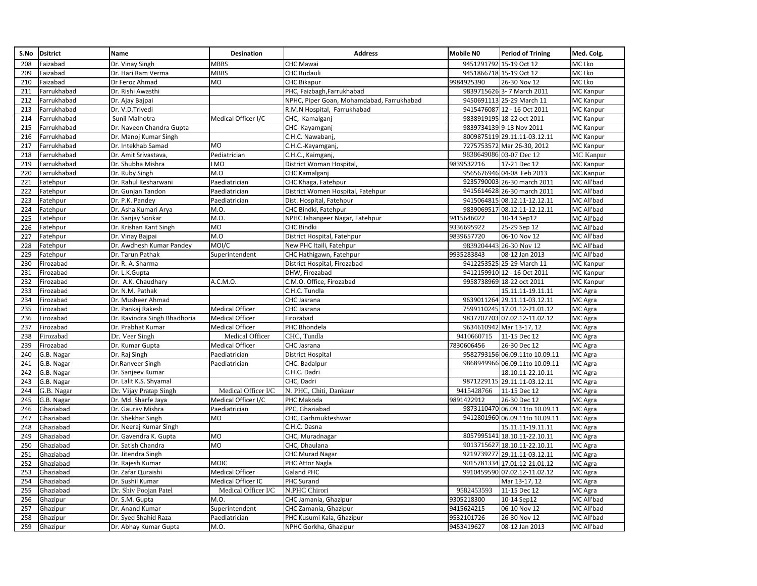| S.No | Dsitrict | Name | Desination | Address | Mobile N0 | Period of Trining | Med. Colg. |
|---|---|---|---|---|---|---|---|
| 208 | Faizabad | Dr. Vinay Singh | MBBS | CHC Mawai | 9451291792 | 15-19 Oct 12 | MC Lko |
| 209 | Faizabad | Dr. Hari Ram Verma | MBBS | CHC Rudauli | 9451866718 | 15-19 Oct 12 | MC Lko |
| 210 | Faizabad | Dr Feroz Ahmad | MO | CHC Bikapur | 9984925390 | 26-30 Nov 12 | MC Lko |
| 211 | Farrukhabad | Dr. Rishi Awasthi | | PHC, Faizbagh,Farrukhabad | 9839715626 | 3- 7 March 2011 | MC Kanpur |
| 212 | Farrukhabad | Dr. Ajay Bajpai | | NPHC, Piper Goan, Mohamdabad, Farrukhabad | 9450691113 | 25-29 March 11 | MC Kanpur |
| 213 | Farrukhabad | Dr. V.D.Trivedi | | R.M.N Hospital, Farrukhabad | 9415476087 | 12 - 16 Oct 2011 | MC Kanpur |
| 214 | Farrukhabad | Sunil Malhotra | Medical Officer I/C | CHC, Kamalganj | 9838919195 | 18-22 oct 2011 | MC Kanpur |
| 215 | Farrukhabad | Dr. Naveen Chandra Gupta | | CHC- Kayamganj | 9839734139 | 9-13 Nov 2011 | MC Kanpur |
| 216 | Farrukhabad | Dr. Manoj Kumar Singh | | C.H.C. Nawabanj, | 8009875119 | 29.11.11-03.12.11 | MC Kanpur |
| 217 | Farrukhabad | Dr. Intekhab Samad | MO | C.H.C.-Kayamganj, | 7275753572 | Mar 26-30, 2012 | MC Kanpur |
| 218 | Farrukhabad | Dr. Amit Srivastava, | Pediatrician | C.H.C., Kaimganj, | 9838649086 | 03-07 Dec 12 | MC Kanpur |
| 219 | Farrukhabad | Dr. Shubha Mishra | LMO | District Woman Hospital, | 9839532216 | 17-21 Dec 12 | MC Kanpur |
| 220 | Farrukhabad | Dr. Ruby Singh | M.O | CHC Kamalganj | 9565676946 | 04-08 Feb 2013 | MC.Kanpur |
| 221 | Fatehpur | Dr. Rahul Kesharwani | Paediatrician | CHC Khaga, Fatehpur | 9235790003 | 26-30 march 2011 | MC All'bad |
| 222 | Fatehpur | Dr. Gunjan Tandon | Paediatrician | District Women Hospital, Fatehpur | 9415614628 | 26-30 march 2011 | MC All'bad |
| 223 | Fatehpur | Dr. P.K. Pandey | Paediatrician | Dist. Hospital, Fatehpur | 9415064815 | 08.12.11-12.12.11 | MC All'bad |
| 224 | Fatehpur | Dr. Asha Kumari Arya | M.O. | CHC Bindki, Fatehpur | 9839069517 | 08.12.11-12.12.11 | MC All'bad |
| 225 | Fatehpur | Dr. Sanjay Sonkar | M.O. | NPHC Jahangeer Nagar, Fatehpur | 9415646022 | 10-14 Sep12 | MC All'bad |
| 226 | Fatehpur | Dr. Krishan Kant Singh | MO | CHC Bindki | 9336695922 | 25-29 Sep 12 | MC All'bad |
| 227 | Fatehpur | Dr. Vinay Bajpai | M.O | District Hospital, Fatehpur | 9839657720 | 06-10 Nov 12 | MC All'bad |
| 228 | Fatehpur | Dr. Awdhesh Kumar Pandey | MOI/C | New PHC Itaili, Fatehpur | 9839204443 | 26-30 Nov 12 | MC All'bad |
| 229 | Fatehpur | Dr. Tarun Pathak | Superintendent | CHC Hathigawn, Fatehpur | 9935283843 | 08-12 Jan 2013 | MC All'bad |
| 230 | Firozabad | Dr. R. A. Sharma | | District Hospital, Firozabad | 9412253525 | 25-29 March 11 | MC Kanpur |
| 231 | Firozabad | Dr. L.K.Gupta | | DHW, Firozabad | 9412159910 | 12 - 16 Oct 2011 | MC Kanpur |
| 232 | Firozabad | Dr. A.K. Chaudhary | A.C.M.O. | C.M.O. Office, Firozabad | 9958738969 | 18-22 oct 2011 | MC Kanpur |
| 233 | Firozabad | Dr. N.M. Pathak | | C.H.C. Tundla | | 15.11.11-19.11.11 | MC Agra |
| 234 | Firozabad | Dr. Musheer Ahmad | | CHC Jasrana | 9639011264 | 29.11.11-03.12.11 | MC Agra |
| 235 | Firozabad | Dr. Pankaj Rakesh | Medical Officer | CHC Jasrana | 7599110245 | 17.01.12-21.01.12 | MC Agra |
| 236 | Firozabad | Dr. Ravindra Singh Bhadhoria | Medical Officer | Firozabad | 9837707703 | 07.02.12-11.02.12 | MC Agra |
| 237 | Firozabad | Dr. Prabhat Kumar | Medical Officer | PHC Bhondela | 9634610942 | Mar 13-17, 12 | MC Agra |
| 238 | Firozabad | Dr. Veer Singh | Medical Officer | CHC, Tundla | 9410660715 | 11-15 Dec 12 | MC Agra |
| 239 | Firozabad | Dr. Kumar Gupta | Medical Officer | CHC Jasrana | 7830606456 | 26-30 Dec 12 | MC Agra |
| 240 | G.B. Nagar | Dr. Raj Singh | Paediatrician | District Hospital | 9582793156 | 06.09.11to 10.09.11 | MC Agra |
| 241 | G.B. Nagar | Dr.Ranveer Singh | Paediatrician | CHC. Badalpur | 9868949966 | 06.09.11to 10.09.11 | MC Agra |
| 242 | G.B. Nagar | Dr. Sanjeev Kumar | | C.H.C. Dadri | | 18.10.11-22.10.11 | MC Agra |
| 243 | G.B. Nagar | Dr. Lalit K.S. Shyamal | | CHC, Dadri | 9871229115 | 29.11.11-03.12.11 | MC Agra |
| 244 | G.B. Nagar | Dr. Vijay Pratap Singh | Medical Officer I/C | N. PHC, Chiti, Dankaur | 9415428766 | 11-15 Dec 12 | MC Agra |
| 245 | G.B. Nagar | Dr. Md. Sharfe Jaya | Medical Officer I/C | PHC Makoda | 9891422912 | 26-30 Dec 12 | MC Agra |
| 246 | Ghaziabad | Dr. Gaurav Mishra | Paediatrician | PPC, Ghaziabad | 9873110470 | 06.09.11to 10.09.11 | MC Agra |
| 247 | Ghaziabad | Dr. Shekhar Singh | MO | CHC, Garhmukteshwar | 9412801960 | 06.09.11to 10.09.11 | MC Agra |
| 248 | Ghaziabad | Dr. Neeraj Kumar Singh | | C.H.C. Dasna | | 15.11.11-19.11.11 | MC Agra |
| 249 | Ghaziabad | Dr. Gavendra K. Gupta | MO | CHC, Muradnagar | 8057995141 | 18.10.11-22.10.11 | MC Agra |
| 250 | Ghaziabad | Dr. Satish Chandra | MO | CHC, Dhaulana | 9013715627 | 18.10.11-22.10.11 | MC Agra |
| 251 | Ghaziabad | Dr. Jitendra Singh | | CHC Murad Nagar | 9219739277 | 29.11.11-03.12.11 | MC Agra |
| 252 | Ghaziabad | Dr. Rajesh Kumar | MOIC | PHC Attor Nagla | 9015781334 | 17.01.12-21.01.12 | MC Agra |
| 253 | Ghaziabad | Dr. Zafar Quraishi | Medical Officer | Galand PHC | 9910459590 | 07.02.12-11.02.12 | MC Agra |
| 254 | Ghaziabad | Dr. Sushil Kumar | Medical Officer IC | PHC Surand | | Mar 13-17, 12 | MC Agra |
| 255 | Ghaziabad | Dr. Shiv Poojan Patel | Medical Officer I/C | N.PHC Chirori | 9582453593 | 11-15 Dec 12 | MC Agra |
| 256 | Ghazipur | Dr. S.M. Gupta | M.O. | CHC Jamania, Ghazipur | 9305218300 | 10-14 Sep12 | MC All'bad |
| 257 | Ghazipur | Dr. Anand Kumar | Superintendent | CHC Zamania, Ghazipur | 9415624215 | 06-10 Nov 12 | MC All'bad |
| 258 | Ghazipur | Dr. Syed Shahid Raza | Paediatrician | PHC Kusumi Kala, Ghazipur | 9532101726 | 26-30 Nov 12 | MC All'bad |
| 259 | Ghazipur | Dr. Abhay Kumar Gupta | M.O. | NPHC Gorkha, Ghazipur | 9453419627 | 08-12 Jan 2013 | MC All'bad |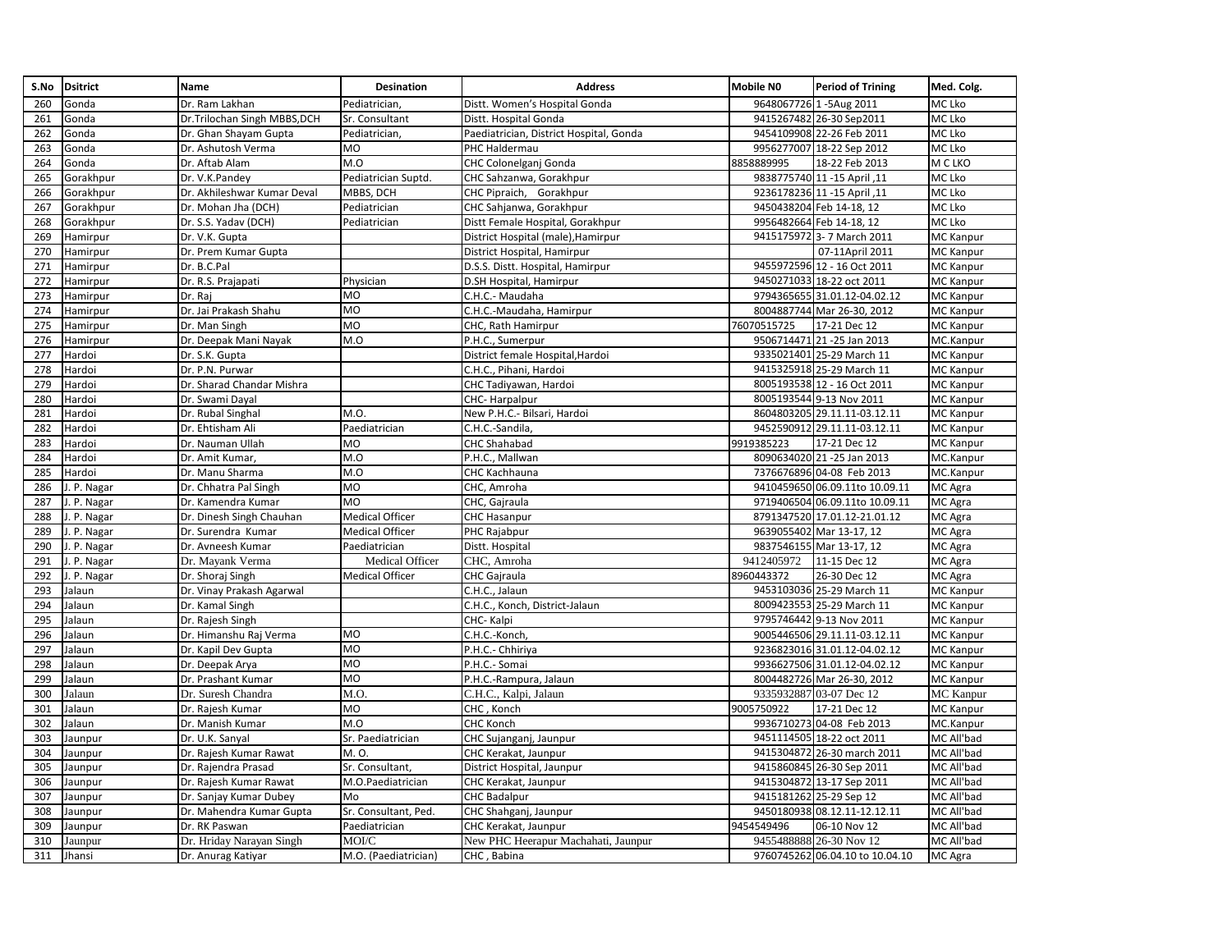| S.No | Dsitrict | Name | Desination | Address | Mobile N0 | Period of Trining | Med. Colg. |
|---|---|---|---|---|---|---|---|
| 260 | Gonda | Dr. Ram Lakhan | Pediatrician, | Distt. Women's Hospital Gonda | 9648067726 | 1 -5Aug 2011 | MC Lko |
| 261 | Gonda | Dr.Trilochan Singh MBBS,DCH | Sr. Consultant | Distt. Hospital Gonda | 9415267482 | 26-30 Sep2011 | MC Lko |
| 262 | Gonda | Dr. Ghan Shayam Gupta | Pediatrician, | Paediatrician, District Hospital, Gonda | 9454109908 | 22-26 Feb 2011 | MC Lko |
| 263 | Gonda | Dr. Ashutosh Verma | MO | PHC Haldermau | 9956277007 | 18-22 Sep 2012 | MC Lko |
| 264 | Gonda | Dr. Aftab Alam | M.O | CHC Colonelganj Gonda | 8858889995 | 18-22 Feb 2013 | M C LKO |
| 265 | Gorakhpur | Dr. V.K.Pandey | Pediatrician Suptd. | CHC Sahzanwa, Gorakhpur | 9838775740 | 11 -15 April ,11 | MC Lko |
| 266 | Gorakhpur | Dr. Akhileshwar Kumar Deval | MBBS, DCH | CHC Pipraich, Gorakhpur | 9236178236 | 11 -15 April ,11 | MC Lko |
| 267 | Gorakhpur | Dr. Mohan Jha (DCH) | Pediatrician | CHC Sahjanwa, Gorakhpur | 9450438204 | Feb 14-18, 12 | MC Lko |
| 268 | Gorakhpur | Dr. S.S. Yadav (DCH) | Pediatrician | Distt Female Hospital, Gorakhpur | 9956482664 | Feb 14-18, 12 | MC Lko |
| 269 | Hamirpur | Dr. V.K. Gupta | | District Hospital (male),Hamirpur | 9415175972 | 3- 7 March 2011 | MC Kanpur |
| 270 | Hamirpur | Dr. Prem Kumar Gupta | | District Hospital, Hamirpur | | 07-11April 2011 | MC Kanpur |
| 271 | Hamirpur | Dr. B.C.Pal | | D.S.S. Distt. Hospital, Hamirpur | 9455972596 | 12 - 16 Oct 2011 | MC Kanpur |
| 272 | Hamirpur | Dr. R.S. Prajapati | Physician | D.SH Hospital, Hamirpur | 9450271033 | 18-22 oct 2011 | MC Kanpur |
| 273 | Hamirpur | Dr. Raj | MO | C.H.C.- Maudaha | 9794365655 | 31.01.12-04.02.12 | MC Kanpur |
| 274 | Hamirpur | Dr. Jai Prakash Shahu | MO | C.H.C.-Maudaha, Hamirpur | 8004887744 | Mar 26-30, 2012 | MC Kanpur |
| 275 | Hamirpur | Dr. Man Singh | MO | CHC, Rath Hamirpur | 76070515725 | 17-21 Dec 12 | MC Kanpur |
| 276 | Hamirpur | Dr. Deepak Mani Nayak | M.O | P.H.C., Sumerpur | 9506714471 | 21 -25 Jan 2013 | MC.Kanpur |
| 277 | Hardoi | Dr. S.K. Gupta | | District female Hospital,Hardoi | 9335021401 | 25-29 March 11 | MC Kanpur |
| 278 | Hardoi | Dr. P.N. Purwar | | C.H.C., Pihani, Hardoi | 9415325918 | 25-29 March 11 | MC Kanpur |
| 279 | Hardoi | Dr. Sharad Chandar Mishra | | CHC Tadiyawan, Hardoi | 8005193538 | 12 - 16 Oct 2011 | MC Kanpur |
| 280 | Hardoi | Dr. Swami Dayal | | CHC- Harpalpur | 8005193544 | 9-13 Nov 2011 | MC Kanpur |
| 281 | Hardoi | Dr. Rubal Singhal | M.O. | New P.H.C.- Bilsari, Hardoi | 8604803205 | 29.11.11-03.12.11 | MC Kanpur |
| 282 | Hardoi | Dr. Ehtisham Ali | Paediatrician | C.H.C.-Sandila, | 9452590912 | 29.11.11-03.12.11 | MC Kanpur |
| 283 | Hardoi | Dr. Nauman Ullah | MO | CHC Shahabad | 9919385223 | 17-21 Dec 12 | MC Kanpur |
| 284 | Hardoi | Dr. Amit Kumar, | M.O | P.H.C., Mallwan | 8090634020 | 21 -25 Jan 2013 | MC.Kanpur |
| 285 | Hardoi | Dr. Manu Sharma | M.O | CHC Kachhauna | 7376676896 | 04-08 Feb 2013 | MC.Kanpur |
| 286 | J. P. Nagar | Dr. Chhatra Pal Singh | MO | CHC, Amroha | 9410459650 | 06.09.11to 10.09.11 | MC Agra |
| 287 | J. P. Nagar | Dr. Kamendra Kumar | MO | CHC, Gajraula | 9719406504 | 06.09.11to 10.09.11 | MC Agra |
| 288 | J. P. Nagar | Dr. Dinesh Singh Chauhan | Medical Officer | CHC Hasanpur | 8791347520 | 17.01.12-21.01.12 | MC Agra |
| 289 | J. P. Nagar | Dr. Surendra Kumar | Medical Officer | PHC Rajabpur | 9639055402 | Mar 13-17, 12 | MC Agra |
| 290 | J. P. Nagar | Dr. Avneesh Kumar | Paediatrician | Distt. Hospital | 9837546155 | Mar 13-17, 12 | MC Agra |
| 291 | J. P. Nagar | Dr. Mayank Verma | Medical Officer | CHC, Amroha | 9412405972 | 11-15 Dec 12 | MC Agra |
| 292 | J. P. Nagar | Dr. Shoraj Singh | Medical Officer | CHC Gajraula | 8960443372 | 26-30 Dec 12 | MC Agra |
| 293 | Jalaun | Dr. Vinay Prakash Agarwal | | C.H.C., Jalaun | 9453103036 | 25-29 March 11 | MC Kanpur |
| 294 | Jalaun | Dr. Kamal Singh | | C.H.C., Konch, District-Jalaun | 8009423553 | 25-29 March 11 | MC Kanpur |
| 295 | Jalaun | Dr. Rajesh Singh | | CHC- Kalpi | 9795746442 | 9-13 Nov 2011 | MC Kanpur |
| 296 | Jalaun | Dr. Himanshu Raj Verma | MO | C.H.C.-Konch, | 9005446506 | 29.11.11-03.12.11 | MC Kanpur |
| 297 | Jalaun | Dr. Kapil Dev Gupta | MO | P.H.C.- Chhiriya | 9236823016 | 31.01.12-04.02.12 | MC Kanpur |
| 298 | Jalaun | Dr. Deepak Arya | MO | P.H.C.- Somai | 9936627506 | 31.01.12-04.02.12 | MC Kanpur |
| 299 | Jalaun | Dr. Prashant Kumar | MO | P.H.C.-Rampura, Jalaun | 8004482726 | Mar 26-30, 2012 | MC Kanpur |
| 300 | Jalaun | Dr. Suresh Chandra | M.O. | C.H.C., Kalpi, Jalaun | 9335932887 | 03-07 Dec 12 | MC Kanpur |
| 301 | Jalaun | Dr. Rajesh Kumar | MO | CHC , Konch | 9005750922 | 17-21 Dec 12 | MC Kanpur |
| 302 | Jalaun | Dr. Manish Kumar | M.O | CHC Konch | 9936710273 | 04-08 Feb 2013 | MC.Kanpur |
| 303 | Jaunpur | Dr. U.K. Sanyal | Sr. Paediatrician | CHC Sujanganj, Jaunpur | 9451114505 | 18-22 oct 2011 | MC All'bad |
| 304 | Jaunpur | Dr. Rajesh Kumar Rawat | M. O. | CHC Kerakat, Jaunpur | 9415304872 | 26-30 march 2011 | MC All'bad |
| 305 | Jaunpur | Dr. Rajendra Prasad | Sr. Consultant, | District Hospital, Jaunpur | 9415860845 | 26-30 Sep 2011 | MC All'bad |
| 306 | Jaunpur | Dr. Rajesh Kumar Rawat | M.O.Paediatrician | CHC Kerakat, Jaunpur | 9415304872 | 13-17 Sep 2011 | MC All'bad |
| 307 | Jaunpur | Dr. Sanjay Kumar Dubey | Mo | CHC Badalpur | 9415181262 | 25-29 Sep 12 | MC All'bad |
| 308 | Jaunpur | Dr. Mahendra Kumar Gupta | Sr. Consultant, Ped. | CHC Shahganj, Jaunpur | 9450180938 | 08.12.11-12.12.11 | MC All'bad |
| 309 | Jaunpur | Dr. RK Paswan | Paediatrician | CHC Kerakat, Jaunpur | 9454549496 | 06-10 Nov 12 | MC All'bad |
| 310 | Jaunpur | Dr. Hriday Narayan Singh | MOI/C | New PHC Heerapur Machahati, Jaunpur | 9455488888 | 26-30 Nov 12 | MC All'bad |
| 311 | Jhansi | Dr. Anurag Katiyar | M.O. (Paediatrician) | CHC , Babina | 9760745262 | 06.04.10 to 10.04.10 | MC Agra |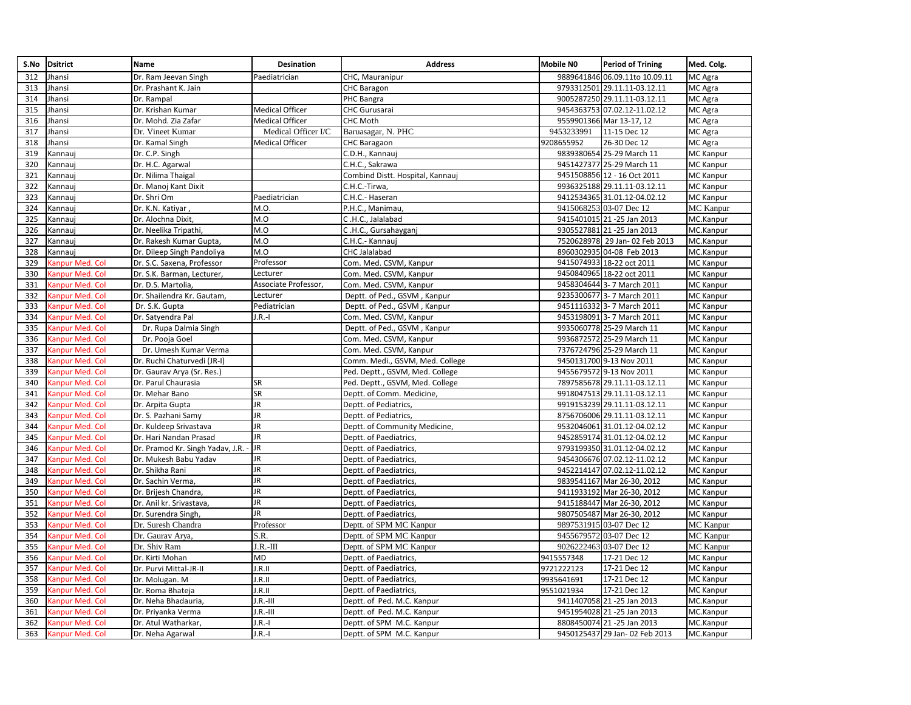| S.No | Dsitrict | Name | Desination | Address | Mobile N0 | Period of Trining | Med. Colg. |
|---|---|---|---|---|---|---|---|
| 312 | Jhansi | Dr. Ram Jeevan Singh | Paediatrician | CHC, Mauranipur | 9889641846 | 06.09.11to 10.09.11 | MC Agra |
| 313 | Jhansi | Dr. Prashant K. Jain | | CHC Baragon | 9793312501 | 29.11.11-03.12.11 | MC Agra |
| 314 | Jhansi | Dr. Rampal | | PHC Bangra | 9005287250 | 29.11.11-03.12.11 | MC Agra |
| 315 | Jhansi | Dr. Krishan Kumar | Medical Officer | CHC Gurusarai | 9454363753 | 07.02.12-11.02.12 | MC Agra |
| 316 | Jhansi | Dr. Mohd. Zia Zafar | Medical Officer | CHC Moth | 9559901366 | Mar 13-17, 12 | MC Agra |
| 317 | Jhansi | Dr. Vineet Kumar | Medical Officer I/C | Baruasagar, N. PHC | 9453233991 | 11-15 Dec 12 | MC Agra |
| 318 | Jhansi | Dr. Kamal Singh | Medical Officer | CHC Baragaon | 9208655952 | 26-30 Dec 12 | MC Agra |
| 319 | Kannauj | Dr. C.P. Singh | | C.D.H., Kannauj | 9839380654 | 25-29 March 11 | MC Kanpur |
| 320 | Kannauj | Dr. H.C. Agarwal | | C.H.C., Sakrawa | 9451427377 | 25-29 March 11 | MC Kanpur |
| 321 | Kannauj | Dr. Nilima Thaigal | | Combind Distt. Hospital, Kannauj | 9451508856 | 12 - 16 Oct 2011 | MC Kanpur |
| 322 | Kannauj | Dr. Manoj Kant Dixit | | C.H.C.-Tirwa, | 9936325188 | 29.11.11-03.12.11 | MC Kanpur |
| 323 | Kannauj | Dr. Shri Om | Paediatrician | C.H.C.- Haseran | 9412534365 | 31.01.12-04.02.12 | MC Kanpur |
| 324 | Kannauj | Dr. K.N. Katiyar , | M.O. | P.H.C., Manimau, | 9415068253 | 03-07 Dec 12 | MC Kanpur |
| 325 | Kannauj | Dr. Alochna Dixit, | M.O | C .H.C., Jalalabad | 9415401015 | 21 -25 Jan 2013 | MC.Kanpur |
| 326 | Kannauj | Dr. Neelika Tripathi, | M.O | C .H.C., Gursahayganj | 9305527881 | 21 -25 Jan 2013 | MC.Kanpur |
| 327 | Kannauj | Dr. Rakesh Kumar Gupta, | M.O | C.H.C.- Kannauj | 7520628978 | 29 Jan- 02 Feb 2013 | MC.Kanpur |
| 328 | Kannauj | Dr. Dileep Singh Pandoliya | M.O | CHC Jalalabad | 8960302935 | 04-08 Feb 2013 | MC.Kanpur |
| 329 | Kanpur Med. Col | Dr. S.C. Saxena, Professor | Professor | Com. Med. CSVM, Kanpur | 9415074933 | 18-22 oct 2011 | MC Kanpur |
| 330 | Kanpur Med. Col | Dr. S.K. Barman, Lecturer, | Lecturer | Com. Med. CSVM, Kanpur | 9450840965 | 18-22 oct 2011 | MC Kanpur |
| 331 | Kanpur Med. Col | Dr. D.S. Martolia, | Associate Professor, | Com. Med. CSVM, Kanpur | 9458304644 | 3- 7 March 2011 | MC Kanpur |
| 332 | Kanpur Med. Col | Dr. Shailendra Kr. Gautam, | Lecturer | Deptt. of Ped., GSVM , Kanpur | 9235300677 | 3- 7 March 2011 | MC Kanpur |
| 333 | Kanpur Med. Col | Dr. S.K. Gupta | Pediatrician | Deptt. of Ped., GSVM , Kanpur | 9451116332 | 3- 7 March 2011 | MC Kanpur |
| 334 | Kanpur Med. Col | Dr. Satyendra Pal | J.R.-I | Com. Med. CSVM, Kanpur | 9453198091 | 3- 7 March 2011 | MC Kanpur |
| 335 | Kanpur Med. Col | Dr. Rupa Dalmia Singh | | Deptt. of Ped., GSVM , Kanpur | 9935060778 | 25-29 March 11 | MC Kanpur |
| 336 | Kanpur Med. Col | Dr. Pooja Goel | | Com. Med. CSVM, Kanpur | 9936872572 | 25-29 March 11 | MC Kanpur |
| 337 | Kanpur Med. Col | Dr. Umesh Kumar Verma | | Com. Med. CSVM, Kanpur | 7376724796 | 25-29 March 11 | MC Kanpur |
| 338 | Kanpur Med. Col | Dr. Ruchi Chaturvedi (JR-I) | | Comm. Medi., GSVM, Med. College | 9450131700 | 9-13 Nov 2011 | MC Kanpur |
| 339 | Kanpur Med. Col | Dr. Gaurav Arya (Sr. Res.) | | Ped. Deptt., GSVM, Med. College | 9455679572 | 9-13 Nov 2011 | MC Kanpur |
| 340 | Kanpur Med. Col | Dr. Parul Chaurasia | SR | Ped. Deptt., GSVM, Med. College | 7897585678 | 29.11.11-03.12.11 | MC Kanpur |
| 341 | Kanpur Med. Col | Dr. Mehar Bano | SR | Deptt. of Comm. Medicine, | 9918047513 | 29.11.11-03.12.11 | MC Kanpur |
| 342 | Kanpur Med. Col | Dr. Arpita Gupta | JR | Deptt. of Pediatrics, | 9919153239 | 29.11.11-03.12.11 | MC Kanpur |
| 343 | Kanpur Med. Col | Dr. S. Pazhani Samy | JR | Deptt. of Pediatrics, | 8756706006 | 29.11.11-03.12.11 | MC Kanpur |
| 344 | Kanpur Med. Col | Dr. Kuldeep Srivastava | JR | Deptt. of Community Medicine, | 9532046061 | 31.01.12-04.02.12 | MC Kanpur |
| 345 | Kanpur Med. Col | Dr. Hari Nandan Prasad | JR | Deptt. of Paediatrics, | 9452859174 | 31.01.12-04.02.12 | MC Kanpur |
| 346 | Kanpur Med. Col | Dr. Pramod Kr. Singh Yadav, J.R. - | JR | Deptt. of Paediatrics, | 9793199350 | 31.01.12-04.02.12 | MC Kanpur |
| 347 | Kanpur Med. Col | Dr. Mukesh Babu Yadav | JR | Deptt. of Paediatrics, | 9454306676 | 07.02.12-11.02.12 | MC Kanpur |
| 348 | Kanpur Med. Col | Dr. Shikha Rani | JR | Deptt. of Paediatrics, | 9452214147 | 07.02.12-11.02.12 | MC Kanpur |
| 349 | Kanpur Med. Col | Dr. Sachin Verma, | JR | Deptt. of Paediatrics, | 9839541167 | Mar 26-30, 2012 | MC Kanpur |
| 350 | Kanpur Med. Col | Dr. Brijesh Chandra, | JR | Deptt. of Paediatrics, | 9411933192 | Mar 26-30, 2012 | MC Kanpur |
| 351 | Kanpur Med. Col | Dr. Anil kr. Srivastava, | JR | Deptt. of Paediatrics, | 9415188447 | Mar 26-30, 2012 | MC Kanpur |
| 352 | Kanpur Med. Col | Dr. Surendra Singh, | JR | Deptt. of Paediatrics, | 9807505487 | Mar 26-30, 2012 | MC Kanpur |
| 353 | Kanpur Med. Col | Dr. Suresh Chandra | Professor | Deptt. of SPM MC Kanpur | 9897531915 | 03-07 Dec 12 | MC Kanpur |
| 354 | Kanpur Med. Col | Dr. Gaurav Arya, | S.R. | Deptt. of SPM MC Kanpur | 9455679572 | 03-07 Dec 12 | MC Kanpur |
| 355 | Kanpur Med. Col | Dr. Shiv Ram | J.R.-III | Deptt. of SPM MC Kanpur | 9026222463 | 03-07 Dec 12 | MC Kanpur |
| 356 | Kanpur Med. Col | Dr. Kirti Mohan | MD | Deptt. of Paediatrics, | 9415557348 | 17-21 Dec 12 | MC Kanpur |
| 357 | Kanpur Med. Col | Dr. Purvi Mittal-JR-II | J.R.II | Deptt. of Paediatrics, | 9721222123 | 17-21 Dec 12 | MC Kanpur |
| 358 | Kanpur Med. Col | Dr. Molugan. M | J.R.II | Deptt. of Paediatrics, | 9935641691 | 17-21 Dec 12 | MC Kanpur |
| 359 | Kanpur Med. Col | Dr. Roma Bhateja | J.R.II | Deptt. of Paediatrics, | 9551021934 | 17-21 Dec 12 | MC Kanpur |
| 360 | Kanpur Med. Col | Dr. Neha Bhadauria, | J.R.-III | Deptt. of Ped. M.C. Kanpur | 9411407058 | 21 -25 Jan 2013 | MC.Kanpur |
| 361 | Kanpur Med. Col | Dr. Priyanka Verma | J.R.-III | Deptt. of Ped. M.C. Kanpur | 9451954028 | 21 -25 Jan 2013 | MC.Kanpur |
| 362 | Kanpur Med. Col | Dr. Atul Watharkar, | J.R.-I | Deptt. of SPM M.C. Kanpur | 8808450074 | 21 -25 Jan 2013 | MC.Kanpur |
| 363 | Kanpur Med. Col | Dr. Neha Agarwal | J.R.-I | Deptt. of SPM M.C. Kanpur | 9450125437 | 29 Jan- 02 Feb 2013 | MC.Kanpur |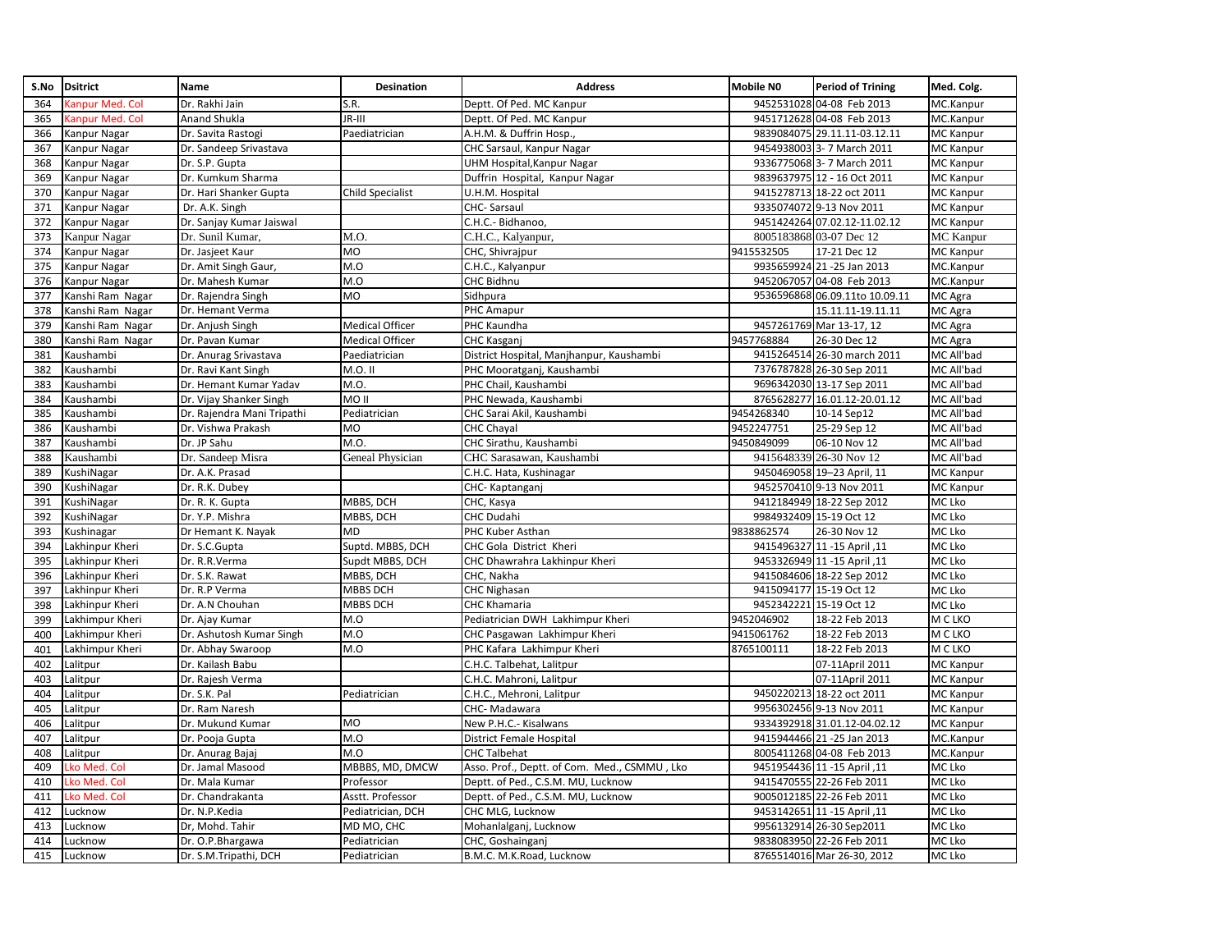| S.No | Dsitrict | Name | Desination | Address | Mobile N0 | Period of Trining | Med. Colg. |
|---|---|---|---|---|---|---|---|
| 364 | Kanpur Med. Col | Dr. Rakhi Jain | S.R. | Deptt. Of Ped. MC Kanpur | 9452531028 | 04-08 Feb 2013 | MC.Kanpur |
| 365 | Kanpur Med. Col | Anand Shukla | JR-III | Deptt. Of Ped. MC Kanpur | 9451712628 | 04-08 Feb 2013 | MC.Kanpur |
| 366 | Kanpur Nagar | Dr. Savita Rastogi | Paediatrician | A.H.M. & Duffrin Hosp., | 9839084075 | 29.11.11-03.12.11 | MC Kanpur |
| 367 | Kanpur Nagar | Dr. Sandeep Srivastava | | CHC Sarsaul, Kanpur Nagar | 9454938003 | 3- 7 March 2011 | MC Kanpur |
| 368 | Kanpur Nagar | Dr. S.P. Gupta | | UHM Hospital,Kanpur Nagar | 9336775068 | 3- 7 March 2011 | MC Kanpur |
| 369 | Kanpur Nagar | Dr. Kumkum Sharma | | Duffrin Hospital, Kanpur Nagar | 9839637975 | 12 - 16 Oct 2011 | MC Kanpur |
| 370 | Kanpur Nagar | Dr. Hari Shanker Gupta | Child Specialist | U.H.M. Hospital | 9415278713 | 18-22 oct 2011 | MC Kanpur |
| 371 | Kanpur Nagar | Dr. A.K. Singh | | CHC- Sarsaul | 9335074072 | 9-13 Nov 2011 | MC Kanpur |
| 372 | Kanpur Nagar | Dr. Sanjay Kumar Jaiswal | | C.H.C.- Bidhanoo, | 9451424264 | 07.02.12-11.02.12 | MC Kanpur |
| 373 | Kanpur Nagar | Dr. Sunil Kumar, | M.O. | C.H.C., Kalyanpur, | 8005183868 | 03-07 Dec 12 | MC Kanpur |
| 374 | Kanpur Nagar | Dr. Jasjeet Kaur | MO | CHC, Shivrajpur | 9415532505 | 17-21 Dec 12 | MC Kanpur |
| 375 | Kanpur Nagar | Dr. Amit Singh Gaur, | M.O | C.H.C., Kalyanpur | 9935659924 | 21 -25 Jan 2013 | MC.Kanpur |
| 376 | Kanpur Nagar | Dr. Mahesh Kumar | M.O | CHC Bidhnu | 9452067057 | 04-08 Feb 2013 | MC.Kanpur |
| 377 | Kanshi Ram Nagar | Dr. Rajendra Singh | MO | Sidhpura | 9536596868 | 06.09.11to 10.09.11 | MC Agra |
| 378 | Kanshi Ram Nagar | Dr. Hemant Verma | | PHC Amapur | | 15.11.11-19.11.11 | MC Agra |
| 379 | Kanshi Ram Nagar | Dr. Anjush Singh | Medical Officer | PHC Kaundha | 9457261769 | Mar 13-17, 12 | MC Agra |
| 380 | Kanshi Ram Nagar | Dr. Pavan Kumar | Medical Officer | CHC Kasganj | 9457768884 | 26-30 Dec 12 | MC Agra |
| 381 | Kaushambi | Dr. Anurag Srivastava | Paediatrician | District Hospital, Manjhanpur, Kaushambi | 9415264514 | 26-30 march 2011 | MC All'bad |
| 382 | Kaushambi | Dr. Ravi Kant Singh | M.O. II | PHC Mooratganj, Kaushambi | 7376787828 | 26-30 Sep 2011 | MC All'bad |
| 383 | Kaushambi | Dr. Hemant Kumar Yadav | M.O. | PHC Chail, Kaushambi | 9696342030 | 13-17 Sep 2011 | MC All'bad |
| 384 | Kaushambi | Dr. Vijay Shanker Singh | MO II | PHC Newada, Kaushambi | 8765628277 | 16.01.12-20.01.12 | MC All'bad |
| 385 | Kaushambi | Dr. Rajendra Mani Tripathi | Pediatrician | CHC Sarai Akil, Kaushambi | 9454268340 | 10-14 Sep12 | MC All'bad |
| 386 | Kaushambi | Dr. Vishwa Prakash | MO | CHC Chayal | 9452247751 | 25-29 Sep 12 | MC All'bad |
| 387 | Kaushambi | Dr. JP Sahu | M.O. | CHC Sirathu, Kaushambi | 9450849099 | 06-10 Nov 12 | MC All'bad |
| 388 | Kaushambi | Dr. Sandeep Misra | Geneal Physician | CHC Sarasawan, Kaushambi | 9415648339 | 26-30 Nov 12 | MC All'bad |
| 389 | KushiNagar | Dr. A.K. Prasad | | C.H.C. Hata, Kushinagar | 9450469058 | 19–23 April, 11 | MC Kanpur |
| 390 | KushiNagar | Dr. R.K. Dubey | | CHC- Kaptanganj | 9452570410 | 9-13 Nov 2011 | MC Kanpur |
| 391 | KushiNagar | Dr. R. K. Gupta | MBBS, DCH | CHC, Kasya | 9412184949 | 18-22 Sep 2012 | MC Lko |
| 392 | KushiNagar | Dr. Y.P. Mishra | MBBS, DCH | CHC Dudahi | 9984932409 | 15-19 Oct 12 | MC Lko |
| 393 | Kushinagar | Dr Hemant K. Nayak | MD | PHC Kuber Asthan | 9838862574 | 26-30 Nov 12 | MC Lko |
| 394 | Lakhinpur Kheri | Dr. S.C.Gupta | Suptd. MBBS, DCH | CHC Gola District Kheri | 9415496327 | 11 -15 April ,11 | MC Lko |
| 395 | Lakhinpur Kheri | Dr. R.R.Verma | Supdt MBBS, DCH | CHC Dhawrahra Lakhinpur Kheri | 9453326949 | 11 -15 April ,11 | MC Lko |
| 396 | Lakhinpur Kheri | Dr. S.K. Rawat | MBBS, DCH | CHC, Nakha | 9415084606 | 18-22 Sep 2012 | MC Lko |
| 397 | Lakhinpur Kheri | Dr. R.P Verma | MBBS DCH | CHC Nighasan | 9415094177 | 15-19 Oct 12 | MC Lko |
| 398 | Lakhinpur Kheri | Dr. A.N Chouhan | MBBS DCH | CHC Khamaria | 9452342221 | 15-19 Oct 12 | MC Lko |
| 399 | Lakhimpur Kheri | Dr. Ajay Kumar | M.O | Pediatrician DWH Lakhimpur Kheri | 9452046902 | 18-22 Feb 2013 | M C LKO |
| 400 | Lakhimpur Kheri | Dr. Ashutosh Kumar Singh | M.O | CHC Pasgawan Lakhimpur Kheri | 9415061762 | 18-22 Feb 2013 | M C LKO |
| 401 | Lakhimpur Kheri | Dr. Abhay Swaroop | M.O | PHC Kafara Lakhimpur Kheri | 8765100111 | 18-22 Feb 2013 | M C LKO |
| 402 | Lalitpur | Dr. Kailash Babu | | C.H.C. Talbehat, Lalitpur | | 07-11April 2011 | MC Kanpur |
| 403 | Lalitpur | Dr. Rajesh Verma | | C.H.C. Mahroni, Lalitpur | | 07-11April 2011 | MC Kanpur |
| 404 | Lalitpur | Dr. S.K. Pal | Pediatrician | C.H.C., Mehroni, Lalitpur | 9450220213 | 18-22 oct 2011 | MC Kanpur |
| 405 | Lalitpur | Dr. Ram Naresh | | CHC- Madawara | 9956302456 | 9-13 Nov 2011 | MC Kanpur |
| 406 | Lalitpur | Dr. Mukund Kumar | MO | New P.H.C.- Kisalwans | 9334392918 | 31.01.12-04.02.12 | MC Kanpur |
| 407 | Lalitpur | Dr. Pooja Gupta | M.O | District Female Hospital | 9415944466 | 21 -25 Jan 2013 | MC.Kanpur |
| 408 | Lalitpur | Dr. Anurag Bajaj | M.O | CHC Talbehat | 8005411268 | 04-08 Feb 2013 | MC.Kanpur |
| 409 | Lko Med. Col | Dr. Jamal Masood | MBBBS, MD, DMCW | Asso. Prof., Deptt. of Com. Med., CSMMU , Lko | 9451954436 | 11 -15 April ,11 | MC Lko |
| 410 | Lko Med. Col | Dr. Mala Kumar | Professor | Deptt. of Ped., C.S.M. MU, Lucknow | 9415470555 | 22-26 Feb 2011 | MC Lko |
| 411 | Lko Med. Col | Dr. Chandrakanta | Asstt. Professor | Deptt. of Ped., C.S.M. MU, Lucknow | 9005012185 | 22-26 Feb 2011 | MC Lko |
| 412 | Lucknow | Dr. N.P.Kedia | Pediatrician, DCH | CHC MLG, Lucknow | 9453142651 | 11 -15 April ,11 | MC Lko |
| 413 | Lucknow | Dr, Mohd. Tahir | MD MO, CHC | Mohanlalganj, Lucknow | 9956132914 | 26-30 Sep2011 | MC Lko |
| 414 | Lucknow | Dr. O.P.Bhargawa | Pediatrician | CHC, Goshainganj | 9838083950 | 22-26 Feb 2011 | MC Lko |
| 415 | Lucknow | Dr. S.M.Tripathi, DCH | Pediatrician | B.M.C. M.K.Road, Lucknow | 8765514016 | Mar 26-30, 2012 | MC Lko |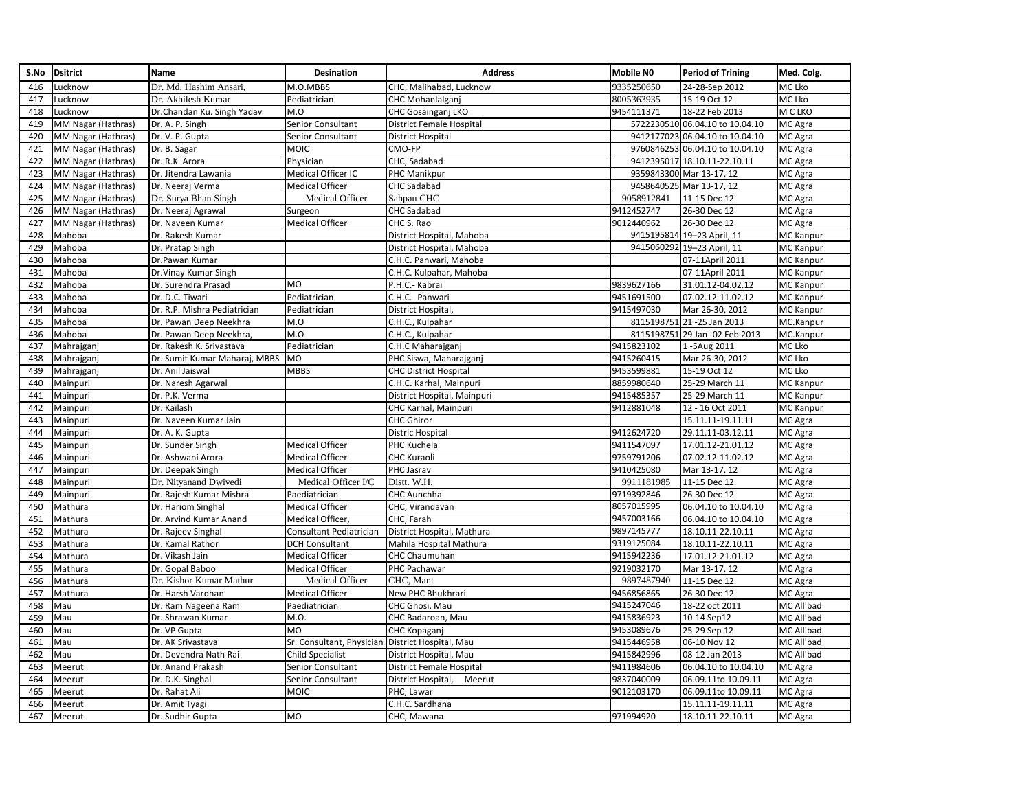| S.No | Dsitrict | Name | Desination | Address | Mobile N0 | Period of Trining | Med. Colg. |
|---|---|---|---|---|---|---|---|
| 416 | Lucknow | Dr. Md. Hashim Ansari, | M.O.MBBS | CHC, Malihabad, Lucknow | 9335250650 | 24-28-Sep 2012 | MC Lko |
| 417 | Lucknow | Dr. Akhilesh Kumar | Pediatrician | CHC Mohanlalganj | 8005363935 | 15-19 Oct 12 | MC Lko |
| 418 | Lucknow | Dr.Chandan Ku. Singh Yadav | M.O | CHC Gosainganj LKO | 9454111371 | 18-22 Feb 2013 | M C LKO |
| 419 | MM Nagar (Hathras) | Dr. A. P. Singh | Senior Consultant | District Female Hospital | 5722230510 | 06.04.10 to 10.04.10 | MC Agra |
| 420 | MM Nagar (Hathras) | Dr. V. P. Gupta | Senior Consultant | District Hospital | 9412177023 | 06.04.10 to 10.04.10 | MC Agra |
| 421 | MM Nagar (Hathras) | Dr. B. Sagar | MOIC | CMO-FP | 9760846253 | 06.04.10 to 10.04.10 | MC Agra |
| 422 | MM Nagar (Hathras) | Dr. R.K. Arora | Physician | CHC, Sadabad | 9412395017 | 18.10.11-22.10.11 | MC Agra |
| 423 | MM Nagar (Hathras) | Dr. Jitendra Lawania | Medical Officer IC | PHC Manikpur | 9359843300 | Mar 13-17, 12 | MC Agra |
| 424 | MM Nagar (Hathras) | Dr. Neeraj Verma | Medical Officer | CHC Sadabad | 9458640525 | Mar 13-17, 12 | MC Agra |
| 425 | MM Nagar (Hathras) | Dr. Surya Bhan Singh | Medical Officer | Sahpau CHC | 9058912841 | 11-15 Dec 12 | MC Agra |
| 426 | MM Nagar (Hathras) | Dr. Neeraj Agrawal | Surgeon | CHC Sadabad | 9412452747 | 26-30 Dec 12 | MC Agra |
| 427 | MM Nagar (Hathras) | Dr. Naveen Kumar | Medical Officer | CHC S. Rao | 9012440962 | 26-30 Dec 12 | MC Agra |
| 428 | Mahoba | Dr. Rakesh Kumar | | District Hospital, Mahoba | 9415195814 | 19–23 April, 11 | MC Kanpur |
| 429 | Mahoba | Dr. Pratap Singh | | District Hospital, Mahoba | 9415060292 | 19–23 April, 11 | MC Kanpur |
| 430 | Mahoba | Dr.Pawan Kumar | | C.H.C. Panwari, Mahoba | | 07-11April 2011 | MC Kanpur |
| 431 | Mahoba | Dr.Vinay Kumar Singh | | C.H.C. Kulpahar, Mahoba | | 07-11April 2011 | MC Kanpur |
| 432 | Mahoba | Dr. Surendra Prasad | MO | P.H.C.- Kabrai | 9839627166 | 31.01.12-04.02.12 | MC Kanpur |
| 433 | Mahoba | Dr. D.C. Tiwari | Pediatrician | C.H.C.- Panwari | 9451691500 | 07.02.12-11.02.12 | MC Kanpur |
| 434 | Mahoba | Dr. R.P. Mishra Pediatrician | Pediatrician | District Hospital, | 9415497030 | Mar 26-30, 2012 | MC Kanpur |
| 435 | Mahoba | Dr. Pawan Deep Neekhra | M.O | C.H.C., Kulpahar | 8115198751 | 21 -25 Jan 2013 | MC.Kanpur |
| 436 | Mahoba | Dr. Pawan Deep Neekhra, | M.O | C.H.C., Kulpahar | 8115198751 | 29 Jan- 02 Feb 2013 | MC.Kanpur |
| 437 | Mahrajganj | Dr. Rakesh K. Srivastava | Pediatrician | C.H.C Maharajganj | 9415823102 | 1 -5Aug 2011 | MC Lko |
| 438 | Mahrajganj | Dr. Sumit Kumar Maharaj, MBBS | MO | PHC Siswa, Maharajganj | 9415260415 | Mar 26-30, 2012 | MC Lko |
| 439 | Mahrajganj | Dr. Anil Jaiswal | MBBS | CHC District Hospital | 9453599881 | 15-19 Oct 12 | MC Lko |
| 440 | Mainpuri | Dr. Naresh Agarwal | | C.H.C. Karhal, Mainpuri | 8859980640 | 25-29 March 11 | MC Kanpur |
| 441 | Mainpuri | Dr. P.K. Verma | | District Hospital, Mainpuri | 9415485357 | 25-29 March 11 | MC Kanpur |
| 442 | Mainpuri | Dr. Kailash | | CHC Karhal, Mainpuri | 9412881048 | 12 - 16 Oct 2011 | MC Kanpur |
| 443 | Mainpuri | Dr. Naveen Kumar Jain | | CHC Ghiror | | 15.11.11-19.11.11 | MC Agra |
| 444 | Mainpuri | Dr. A. K. Gupta | | Distric Hospital | 9412624720 | 29.11.11-03.12.11 | MC Agra |
| 445 | Mainpuri | Dr. Sunder Singh | Medical Officer | PHC Kuchela | 9411547097 | 17.01.12-21.01.12 | MC Agra |
| 446 | Mainpuri | Dr. Ashwani Arora | Medical Officer | CHC Kuraoli | 9759791206 | 07.02.12-11.02.12 | MC Agra |
| 447 | Mainpuri | Dr. Deepak Singh | Medical Officer | PHC Jasrav | 9410425080 | Mar 13-17, 12 | MC Agra |
| 448 | Mainpuri | Dr. Nityanand Dwivedi | Medical Officer I/C | Distt. W.H. | 9911181985 | 11-15 Dec 12 | MC Agra |
| 449 | Mainpuri | Dr. Rajesh Kumar Mishra | Paediatrician | CHC Aunchha | 9719392846 | 26-30 Dec 12 | MC Agra |
| 450 | Mathura | Dr. Hariom Singhal | Medical Officer | CHC, Virandavan | 8057015995 | 06.04.10 to 10.04.10 | MC Agra |
| 451 | Mathura | Dr. Arvind Kumar Anand | Medical Officer, | CHC, Farah | 9457003166 | 06.04.10 to 10.04.10 | MC Agra |
| 452 | Mathura | Dr. Rajeev Singhal | Consultant Pediatrician | District Hospital, Mathura | 9897145777 | 18.10.11-22.10.11 | MC Agra |
| 453 | Mathura | Dr. Kamal Rathor | DCH Consultant | Mahila Hospital Mathura | 9319125084 | 18.10.11-22.10.11 | MC Agra |
| 454 | Mathura | Dr. Vikash Jain | Medical Officer | CHC Chaumuhan | 9415942236 | 17.01.12-21.01.12 | MC Agra |
| 455 | Mathura | Dr. Gopal Baboo | Medical Officer | PHC Pachawar | 9219032170 | Mar 13-17, 12 | MC Agra |
| 456 | Mathura | Dr. Kishor Kumar Mathur | Medical Officer | CHC, Mant | 9897487940 | 11-15 Dec 12 | MC Agra |
| 457 | Mathura | Dr. Harsh Vardhan | Medical Officer | New PHC Bhukhrari | 9456856865 | 26-30 Dec 12 | MC Agra |
| 458 | Mau | Dr. Ram Nageena Ram | Paediatrician | CHC Ghosi, Mau | 9415247046 | 18-22 oct 2011 | MC All'bad |
| 459 | Mau | Dr. Shrawan Kumar | M.O. | CHC Badaroan, Mau | 9415836923 | 10-14 Sep12 | MC All'bad |
| 460 | Mau | Dr. VP Gupta | MO | CHC Kopaganj | 9453089676 | 25-29 Sep 12 | MC All'bad |
| 461 | Mau | Dr. AK Srivastava | Sr. Consultant, Physician | District Hospital, Mau | 9415446958 | 06-10 Nov 12 | MC All'bad |
| 462 | Mau | Dr. Devendra Nath Rai | Child Specialist | District Hospital, Mau | 9415842996 | 08-12 Jan 2013 | MC All'bad |
| 463 | Meerut | Dr. Anand Prakash | Senior Consultant | District Female Hospital | 9411984606 | 06.04.10 to 10.04.10 | MC Agra |
| 464 | Meerut | Dr. D.K. Singhal | Senior Consultant | District Hospital, Meerut | 9837040009 | 06.09.11to 10.09.11 | MC Agra |
| 465 | Meerut | Dr. Rahat Ali | MOIC | PHC, Lawar | 9012103170 | 06.09.11to 10.09.11 | MC Agra |
| 466 | Meerut | Dr. Amit Tyagi | | C.H.C. Sardhana | | 15.11.11-19.11.11 | MC Agra |
| 467 | Meerut | Dr. Sudhir Gupta | MO | CHC, Mawana | 971994920 | 18.10.11-22.10.11 | MC Agra |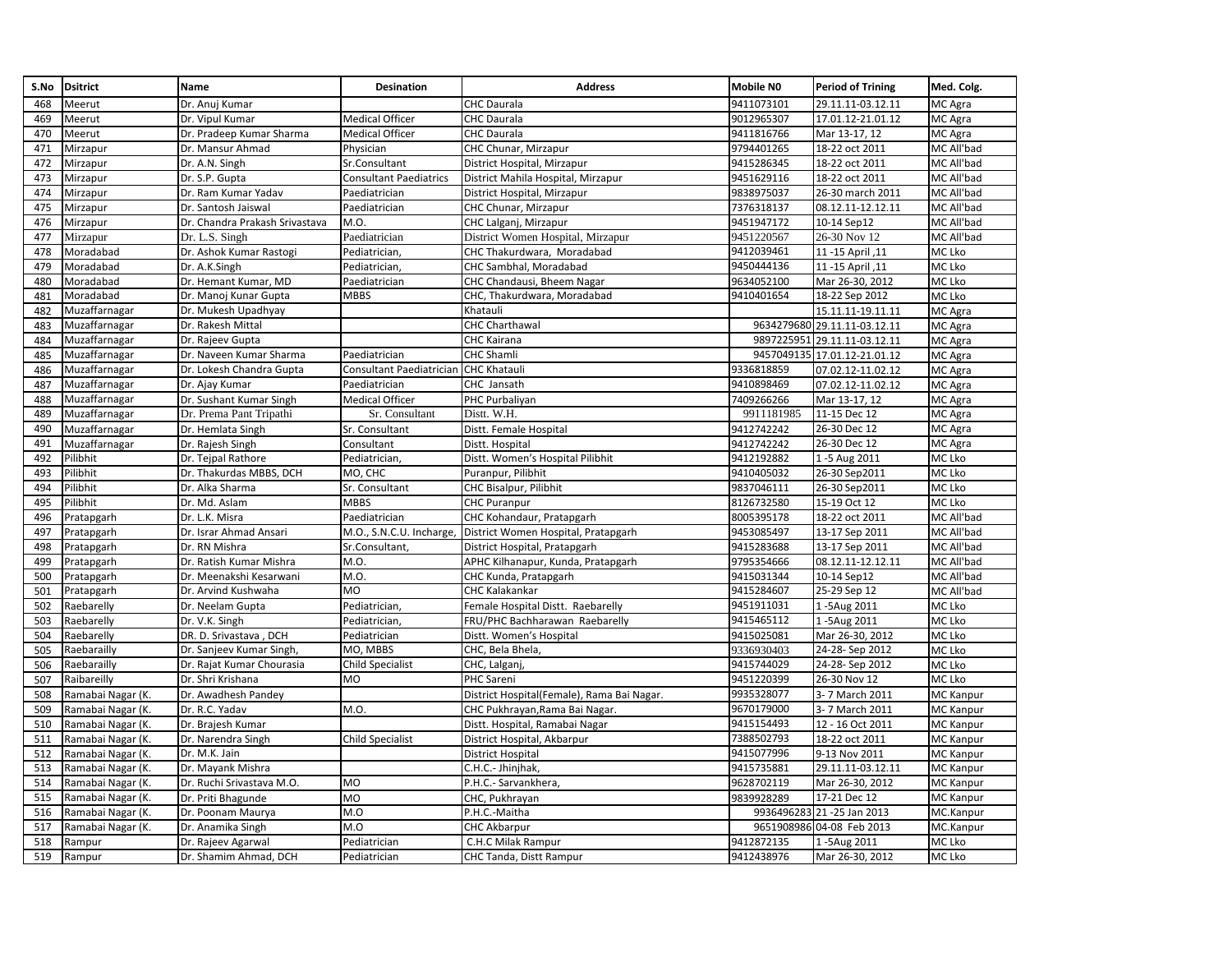| S.No | Dsitrict | Name | Desination | Address | Mobile N0 | Period of Trining | Med. Colg. |
|---|---|---|---|---|---|---|---|
| 468 | Meerut | Dr. Anuj Kumar | | CHC Daurala | 9411073101 | 29.11.11-03.12.11 | MC Agra |
| 469 | Meerut | Dr. Vipul Kumar | Medical Officer | CHC Daurala | 9012965307 | 17.01.12-21.01.12 | MC Agra |
| 470 | Meerut | Dr. Pradeep Kumar Sharma | Medical Officer | CHC Daurala | 9411816766 | Mar 13-17, 12 | MC Agra |
| 471 | Mirzapur | Dr. Mansur Ahmad | Physician | CHC Chunar, Mirzapur | 9794401265 | 18-22 oct 2011 | MC All'bad |
| 472 | Mirzapur | Dr. A.N. Singh | Sr.Consultant | District Hospital, Mirzapur | 9415286345 | 18-22 oct 2011 | MC All'bad |
| 473 | Mirzapur | Dr. S.P. Gupta | Consultant Paediatrics | District Mahila Hospital, Mirzapur | 9451629116 | 18-22 oct 2011 | MC All'bad |
| 474 | Mirzapur | Dr. Ram Kumar Yadav | Paediatrician | District Hospital, Mirzapur | 9838975037 | 26-30 march 2011 | MC All'bad |
| 475 | Mirzapur | Dr. Santosh Jaiswal | Paediatrician | CHC Chunar, Mirzapur | 7376318137 | 08.12.11-12.12.11 | MC All'bad |
| 476 | Mirzapur | Dr. Chandra Prakash Srivastava | M.O. | CHC Lalganj, Mirzapur | 9451947172 | 10-14 Sep12 | MC All'bad |
| 477 | Mirzapur | Dr. L.S. Singh | Paediatrician | District Women Hospital, Mirzapur | 9451220567 | 26-30 Nov 12 | MC All'bad |
| 478 | Moradabad | Dr. Ashok Kumar Rastogi | Pediatrician, | CHC Thakurdwara, Moradabad | 9412039461 | 11 -15 April ,11 | MC Lko |
| 479 | Moradabad | Dr. A.K.Singh | Pediatrician, | CHC Sambhal, Moradabad | 9450444136 | 11 -15 April ,11 | MC Lko |
| 480 | Moradabad | Dr. Hemant Kumar, MD | Paediatrician | CHC Chandausi, Bheem Nagar | 9634052100 | Mar 26-30, 2012 | MC Lko |
| 481 | Moradabad | Dr. Manoj Kunar Gupta | MBBS | CHC, Thakurdwara, Moradabad | 9410401654 | 18-22 Sep 2012 | MC Lko |
| 482 | Muzaffarnagar | Dr. Mukesh Upadhyay | | Khatauli | | 15.11.11-19.11.11 | MC Agra |
| 483 | Muzaffarnagar | Dr. Rakesh Mittal | | CHC Charthawal | 9634279680 | 29.11.11-03.12.11 | MC Agra |
| 484 | Muzaffarnagar | Dr. Rajeev Gupta | | CHC Kairana | 9897225951 | 29.11.11-03.12.11 | MC Agra |
| 485 | Muzaffarnagar | Dr. Naveen Kumar Sharma | Paediatrician | CHC Shamli | 9457049135 | 17.01.12-21.01.12 | MC Agra |
| 486 | Muzaffarnagar | Dr. Lokesh Chandra Gupta | Consultant Paediatrician | CHC Khatauli | 9336818859 | 07.02.12-11.02.12 | MC Agra |
| 487 | Muzaffarnagar | Dr. Ajay Kumar | Paediatrician | CHC Jansath | 9410898469 | 07.02.12-11.02.12 | MC Agra |
| 488 | Muzaffarnagar | Dr. Sushant Kumar Singh | Medical Officer | PHC Purbaliyan | 7409266266 | Mar 13-17, 12 | MC Agra |
| 489 | Muzaffarnagar | Dr. Prema Pant Tripathi | Sr. Consultant | Distt. W.H. | 9911181985 | 11-15 Dec 12 | MC Agra |
| 490 | Muzaffarnagar | Dr. Hemlata Singh | Sr. Consultant | Distt. Female Hospital | 9412742242 | 26-30 Dec 12 | MC Agra |
| 491 | Muzaffarnagar | Dr. Rajesh Singh | Consultant | Distt. Hospital | 9412742242 | 26-30 Dec 12 | MC Agra |
| 492 | Pilibhit | Dr. Tejpal Rathore | Pediatrician, | Distt. Women's Hospital Pilibhit | 9412192882 | 1 -5 Aug 2011 | MC Lko |
| 493 | Pilibhit | Dr. Thakurdas MBBS, DCH | MO, CHC | Puranpur, Pilibhit | 9410405032 | 26-30 Sep2011 | MC Lko |
| 494 | Pilibhit | Dr. Alka Sharma | Sr. Consultant | CHC Bisalpur, Pilibhit | 9837046111 | 26-30 Sep2011 | MC Lko |
| 495 | Pilibhit | Dr. Md. Aslam | MBBS | CHC Puranpur | 8126732580 | 15-19 Oct 12 | MC Lko |
| 496 | Pratapgarh | Dr. L.K. Misra | Paediatrician | CHC Kohandaur, Pratapgarh | 8005395178 | 18-22 oct 2011 | MC All'bad |
| 497 | Pratapgarh | Dr. Israr Ahmad Ansari | M.O., S.N.C.U. Incharge, | District Women Hospital, Pratapgarh | 9453085497 | 13-17 Sep 2011 | MC All'bad |
| 498 | Pratapgarh | Dr. RN Mishra | Sr.Consultant, | District Hospital, Pratapgarh | 9415283688 | 13-17 Sep 2011 | MC All'bad |
| 499 | Pratapgarh | Dr. Ratish Kumar Mishra | M.O. | APHC Kilhanapur, Kunda, Pratapgarh | 9795354666 | 08.12.11-12.12.11 | MC All'bad |
| 500 | Pratapgarh | Dr. Meenakshi Kesarwani | M.O. | CHC Kunda, Pratapgarh | 9415031344 | 10-14 Sep12 | MC All'bad |
| 501 | Pratapgarh | Dr. Arvind Kushwaha | MO | CHC Kalakankar | 9415284607 | 25-29 Sep 12 | MC All'bad |
| 502 | Raebarelly | Dr. Neelam Gupta | Pediatrician, | Female Hospital Distt. Raebarelly | 9451911031 | 1 -5Aug 2011 | MC Lko |
| 503 | Raebarelly | Dr. V.K. Singh | Pediatrician, | FRU/PHC Bachharawan Raebarelly | 9415465112 | 1 -5Aug 2011 | MC Lko |
| 504 | Raebarelly | DR. D. Srivastava , DCH | Pediatrician | Distt. Women's Hospital | 9415025081 | Mar 26-30, 2012 | MC Lko |
| 505 | Raebarailly | Dr. Sanjeev Kumar Singh, | MO, MBBS | CHC, Bela Bhela, | 9336930403 | 24-28- Sep 2012 | MC Lko |
| 506 | Raebarailly | Dr. Rajat Kumar Chourasia | Child Specialist | CHC, Lalganj, | 9415744029 | 24-28- Sep 2012 | MC Lko |
| 507 | Raibareilly | Dr. Shri Krishana | MO | PHC Sareni | 9451220399 | 26-30 Nov 12 | MC Lko |
| 508 | Ramabai Nagar (K. | Dr. Awadhesh Pandey | | District Hospital(Female), Rama Bai Nagar. | 9935328077 | 3- 7 March 2011 | MC Kanpur |
| 509 | Ramabai Nagar (K. | Dr. R.C. Yadav | M.O. | CHC Pukhrayan,Rama Bai Nagar. | 9670179000 | 3- 7 March 2011 | MC Kanpur |
| 510 | Ramabai Nagar (K. | Dr. Brajesh Kumar | | Distt. Hospital, Ramabai Nagar | 9415154493 | 12 - 16 Oct 2011 | MC Kanpur |
| 511 | Ramabai Nagar (K. | Dr. Narendra Singh | Child Specialist | District Hospital, Akbarpur | 7388502793 | 18-22 oct 2011 | MC Kanpur |
| 512 | Ramabai Nagar (K. | Dr. M.K. Jain | | District Hospital | 9415077996 | 9-13 Nov 2011 | MC Kanpur |
| 513 | Ramabai Nagar (K. | Dr. Mayank Mishra | | C.H.C.- Jhinjhak, | 9415735881 | 29.11.11-03.12.11 | MC Kanpur |
| 514 | Ramabai Nagar (K. | Dr. Ruchi Srivastava M.O. | MO | P.H.C.- Sarvankhera, | 9628702119 | Mar 26-30, 2012 | MC Kanpur |
| 515 | Ramabai Nagar (K. | Dr. Priti Bhagunde | MO | CHC, Pukhrayan | 9839928289 | 17-21 Dec 12 | MC Kanpur |
| 516 | Ramabai Nagar (K. | Dr. Poonam Maurya | M.O | P.H.C.-Maitha | 9936496283 | 21 -25 Jan 2013 | MC.Kanpur |
| 517 | Ramabai Nagar (K. | Dr. Anamika Singh | M.O | CHC Akbarpur | 9651908986 | 04-08 Feb 2013 | MC.Kanpur |
| 518 | Rampur | Dr. Rajeev Agarwal | Pediatrician | C.H.C Milak Rampur | 9412872135 | 1 -5Aug 2011 | MC Lko |
| 519 | Rampur | Dr. Shamim Ahmad, DCH | Pediatrician | CHC Tanda, Distt Rampur | 9412438976 | Mar 26-30, 2012 | MC Lko |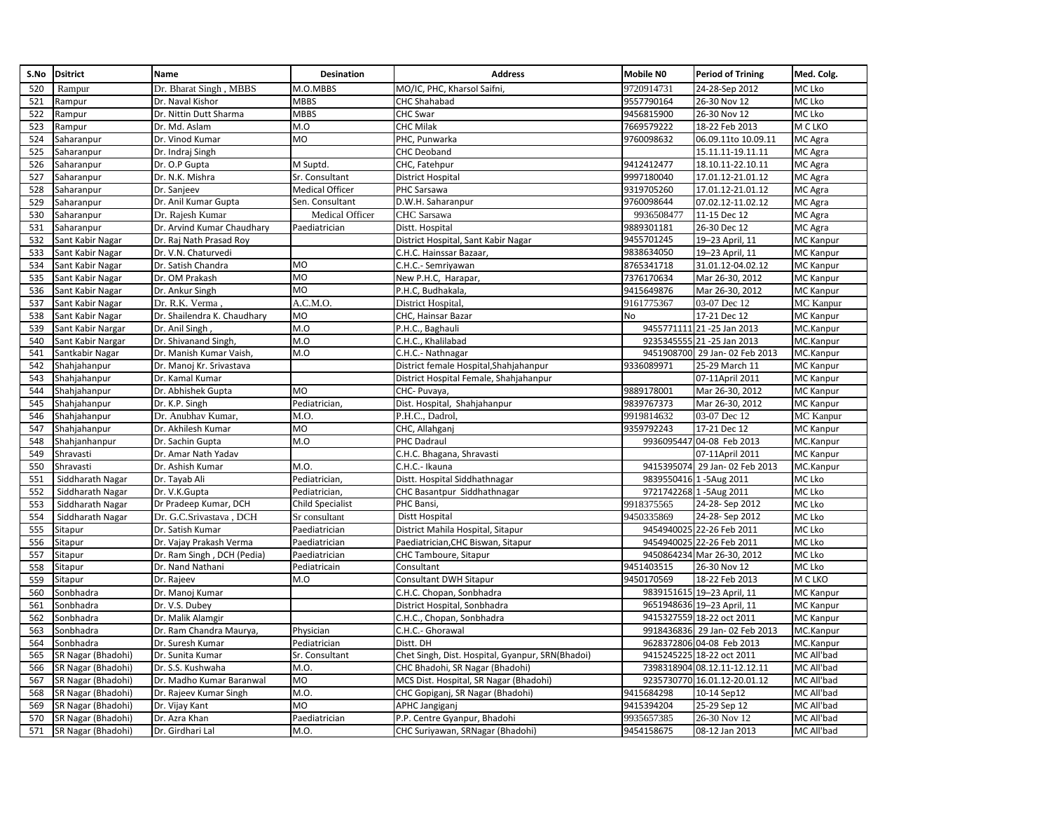| S.No | Dsitrict | Name | Desination | Address | Mobile N0 | Period of Trining | Med. Colg. |
|---|---|---|---|---|---|---|---|
| 520 | Rampur | Dr. Bharat Singh , MBBS | M.O.MBBS | MO/IC, PHC, Kharsol Saifni, | 9720914731 | 24-28-Sep 2012 | MC Lko |
| 521 | Rampur | Dr. Naval Kishor | MBBS | CHC Shahabad | 9557790164 | 26-30 Nov 12 | MC Lko |
| 522 | Rampur | Dr. Nittin Dutt Sharma | MBBS | CHC Swar | 9456815900 | 26-30 Nov 12 | MC Lko |
| 523 | Rampur | Dr. Md. Aslam | M.O | CHC Milak | 7669579222 | 18-22 Feb 2013 | M C LKO |
| 524 | Saharanpur | Dr. Vinod Kumar | MO | PHC, Punwarka | 9760098632 | 06.09.11to 10.09.11 | MC Agra |
| 525 | Saharanpur | Dr. Indraj Singh | | CHC Deoband | | 15.11.11-19.11.11 | MC Agra |
| 526 | Saharanpur | Dr. O.P Gupta | M Suptd. | CHC, Fatehpur | 9412412477 | 18.10.11-22.10.11 | MC Agra |
| 527 | Saharanpur | Dr. N.K. Mishra | Sr. Consultant | District Hospital | 9997180040 | 17.01.12-21.01.12 | MC Agra |
| 528 | Saharanpur | Dr. Sanjeev | Medical Officer | PHC Sarsawa | 9319705260 | 17.01.12-21.01.12 | MC Agra |
| 529 | Saharanpur | Dr. Anil Kumar Gupta | Sen. Consultant | D.W.H. Saharanpur | 9760098644 | 07.02.12-11.02.12 | MC Agra |
| 530 | Saharanpur | Dr. Rajesh Kumar | Medical Officer | CHC Sarsawa | 9936508477 | 11-15 Dec 12 | MC Agra |
| 531 | Saharanpur | Dr. Arvind Kumar Chaudhary | Paediatrician | Distt. Hospital | 9889301181 | 26-30 Dec 12 | MC Agra |
| 532 | Sant Kabir Nagar | Dr. Raj Nath Prasad Roy | | District Hospital, Sant Kabir Nagar | 9455701245 | 19–23 April, 11 | MC Kanpur |
| 533 | Sant Kabir Nagar | Dr. V.N. Chaturvedi | | C.H.C. Hainssar Bazaar, | 9838634050 | 19–23 April, 11 | MC Kanpur |
| 534 | Sant Kabir Nagar | Dr. Satish Chandra | MO | C.H.C.- Semriyawan | 8765341718 | 31.01.12-04.02.12 | MC Kanpur |
| 535 | Sant Kabir Nagar | Dr. OM Prakash | MO | New P.H.C, Harapar, | 7376170634 | Mar 26-30, 2012 | MC Kanpur |
| 536 | Sant Kabir Nagar | Dr. Ankur Singh | MO | P.H.C, Budhakala, | 9415649876 | Mar 26-30, 2012 | MC Kanpur |
| 537 | Sant Kabir Nagar | Dr. R.K. Verma , | A.C.M.O. | District Hospital, | 9161775367 | 03-07 Dec 12 | MC Kanpur |
| 538 | Sant Kabir Nagar | Dr. Shailendra K. Chaudhary | MO | CHC, Hainsar Bazar | No | 17-21 Dec 12 | MC Kanpur |
| 539 | Sant Kabir Nargar | Dr. Anil Singh , | M.O | P.H.C., Baghauli | 9455771111 | 21 -25 Jan 2013 | MC.Kanpur |
| 540 | Sant Kabir Nargar | Dr. Shivanand Singh, | M.O | C.H.C., Khalilabad | 9235345555 | 21 -25 Jan 2013 | MC.Kanpur |
| 541 | Santkabir Nagar | Dr. Manish Kumar Vaish, | M.O | C.H.C.- Nathnagar | 9451908700 | 29 Jan- 02 Feb 2013 | MC.Kanpur |
| 542 | Shahjahanpur | Dr. Manoj Kr. Srivastava | | District female Hospital,Shahjahanpur | 9336089971 | 25-29 March 11 | MC Kanpur |
| 543 | Shahjahanpur | Dr. Kamal Kumar | | District Hospital Female, Shahjahanpur | | 07-11April 2011 | MC Kanpur |
| 544 | Shahjahanpur | Dr. Abhishek Gupta | MO | CHC- Puvaya, | 9889178001 | Mar 26-30, 2012 | MC Kanpur |
| 545 | Shahjahanpur | Dr. K.P. Singh | Pediatrician, | Dist. Hospital, Shahjahanpur | 9839767373 | Mar 26-30, 2012 | MC Kanpur |
| 546 | Shahjahanpur | Dr. Anubhav Kumar, | M.O. | P.H.C., Dadrol, | 9919814632 | 03-07 Dec 12 | MC Kanpur |
| 547 | Shahjahanpur | Dr. Akhilesh Kumar | MO | CHC, Allahganj | 9359792243 | 17-21 Dec 12 | MC Kanpur |
| 548 | Shahjanhanpur | Dr. Sachin Gupta | M.O | PHC Dadraul | 9936095447 | 04-08 Feb 2013 | MC.Kanpur |
| 549 | Shravasti | Dr. Amar Nath Yadav | | C.H.C. Bhagana, Shravasti | | 07-11April 2011 | MC Kanpur |
| 550 | Shravasti | Dr. Ashish Kumar | M.O. | C.H.C.- Ikauna | 9415395074 | 29 Jan- 02 Feb 2013 | MC.Kanpur |
| 551 | Siddharath Nagar | Dr. Tayab Ali | Pediatrician, | Distt. Hospital Siddhathnagar | 9839550416 | 1 -5Aug 2011 | MC Lko |
| 552 | Siddharath Nagar | Dr. V.K.Gupta | Pediatrician, | CHC Basantpur Siddhathnagar | 9721742268 | 1 -5Aug 2011 | MC Lko |
| 553 | Siddharath Nagar | Dr Pradeep Kumar, DCH | Child Specialist | PHC Bansi, | 9918375565 | 24-28- Sep 2012 | MC Lko |
| 554 | Siddharath Nagar | Dr. G.C.Srivastava , DCH | Sr consultant | Distt Hospital | 9450335869 | 24-28- Sep 2012 | MC Lko |
| 555 | Sitapur | Dr. Satish Kumar | Paediatrician | District Mahila Hospital, Sitapur | 9454940025 | 22-26 Feb 2011 | MC Lko |
| 556 | Sitapur | Dr. Vajay Prakash Verma | Paediatrician | Paediatrician,CHC Biswan, Sitapur | 9454940025 | 22-26 Feb 2011 | MC Lko |
| 557 | Sitapur | Dr. Ram Singh , DCH (Pedia) | Paediatrician | CHC Tamboure, Sitapur | 9450864234 | Mar 26-30, 2012 | MC Lko |
| 558 | Sitapur | Dr. Nand Nathani | Pediatricain | Consultant | 9451403515 | 26-30 Nov 12 | MC Lko |
| 559 | Sitapur | Dr. Rajeev | M.O | Consultant DWH Sitapur | 9450170569 | 18-22 Feb 2013 | M C LKO |
| 560 | Sonbhadra | Dr. Manoj Kumar | | C.H.C. Chopan, Sonbhadra | 9839151615 | 19–23 April, 11 | MC Kanpur |
| 561 | Sonbhadra | Dr. V.S. Dubey | | District Hospital, Sonbhadra | 9651948636 | 19–23 April, 11 | MC Kanpur |
| 562 | Sonbhadra | Dr. Malik Alamgir | | C.H.C., Chopan, Sonbhadra | 9415327559 | 18-22 oct 2011 | MC Kanpur |
| 563 | Sonbhadra | Dr. Ram Chandra Maurya, | Physician | C.H.C.- Ghorawal | 9918436836 | 29 Jan- 02 Feb 2013 | MC.Kanpur |
| 564 | Sonbhadra | Dr. Suresh Kumar | Pediatrician | Distt. DH | 9628372806 | 04-08 Feb 2013 | MC.Kanpur |
| 565 | SR Nagar (Bhadohi) | Dr. Sunita Kumar | Sr. Consultant | Chet Singh, Dist. Hospital, Gyanpur, SRN(Bhadoi) | 9415245225 | 18-22 oct 2011 | MC All'bad |
| 566 | SR Nagar (Bhadohi) | Dr. S.S. Kushwaha | M.O. | CHC Bhadohi, SR Nagar (Bhadohi) | 7398318904 | 08.12.11-12.12.11 | MC All'bad |
| 567 | SR Nagar (Bhadohi) | Dr. Madho Kumar Baranwal | MO | MCS Dist. Hospital, SR Nagar (Bhadohi) | 9235730770 | 16.01.12-20.01.12 | MC All'bad |
| 568 | SR Nagar (Bhadohi) | Dr. Rajeev Kumar Singh | M.O. | CHC Gopiganj, SR Nagar (Bhadohi) | 9415684298 | 10-14 Sep12 | MC All'bad |
| 569 | SR Nagar (Bhadohi) | Dr. Vijay Kant | MO | APHC Jangiganj | 9415394204 | 25-29 Sep 12 | MC All'bad |
| 570 | SR Nagar (Bhadohi) | Dr. Azra Khan | Paediatrician | P.P. Centre Gyanpur, Bhadohi | 9935657385 | 26-30 Nov 12 | MC All'bad |
| 571 | SR Nagar (Bhadohi) | Dr. Girdhari Lal | M.O. | CHC Suriyawan, SRNagar (Bhadohi) | 9454158675 | 08-12 Jan 2013 | MC All'bad |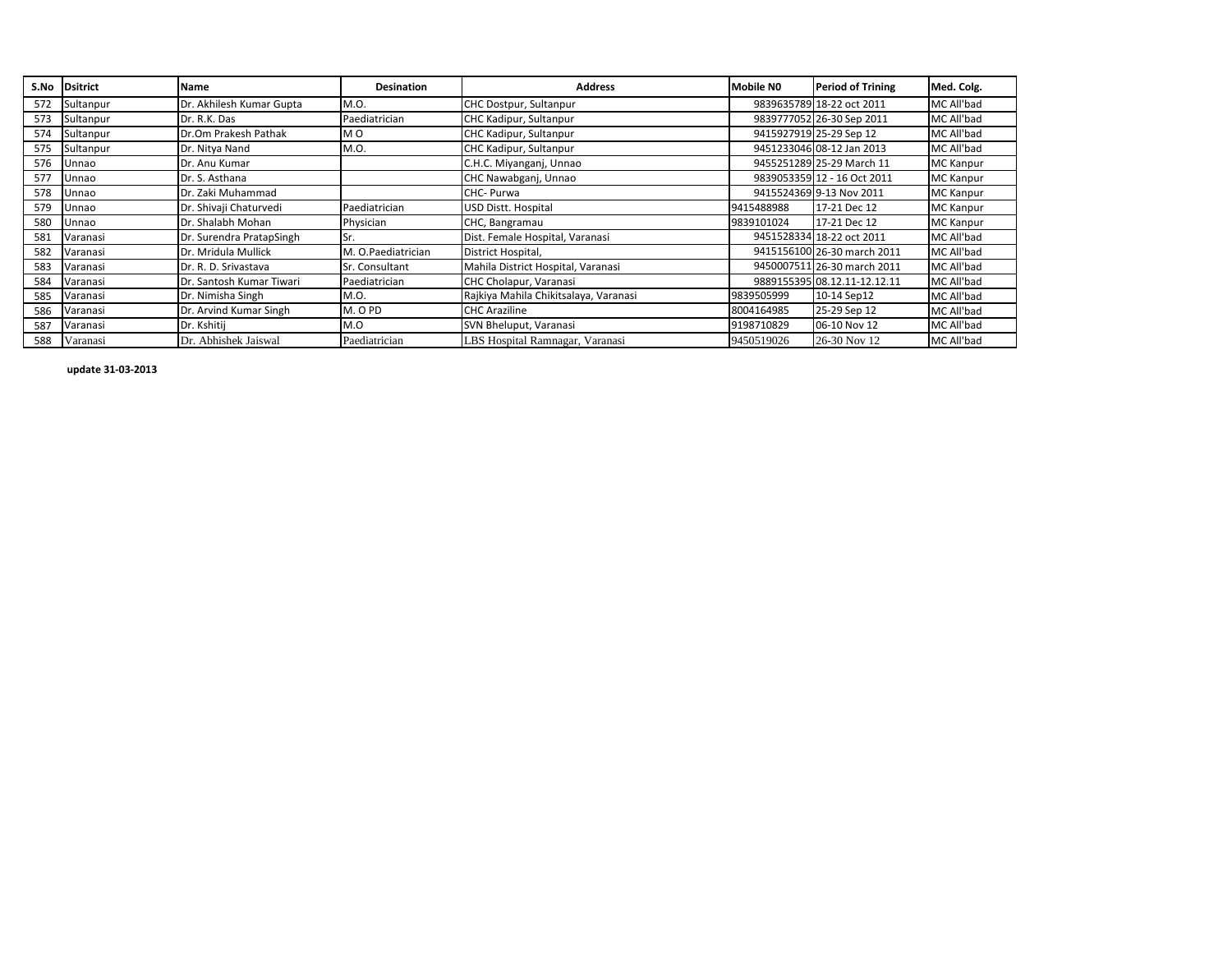| S.No | Dsitrict | Name | Desination | Address | Mobile N0 | Period of Trining | Med. Colg. |
|---|---|---|---|---|---|---|---|
| 572 | Sultanpur | Dr. Akhilesh Kumar Gupta | M.O. | CHC Dostpur, Sultanpur | 9839635789 | 18-22 oct 2011 | MC All'bad |
| 573 | Sultanpur | Dr. R.K. Das | Paediatrician | CHC Kadipur, Sultanpur | 9839777052 | 26-30 Sep 2011 | MC All'bad |
| 574 | Sultanpur | Dr.Om Prakesh Pathak | M O | CHC Kadipur, Sultanpur | 9415927919 | 25-29 Sep 12 | MC All'bad |
| 575 | Sultanpur | Dr. Nitya Nand | M.O. | CHC Kadipur, Sultanpur | 9451233046 | 08-12 Jan 2013 | MC All'bad |
| 576 | Unnao | Dr. Anu Kumar | | C.H.C. Miyanganj, Unnao | 9455251289 | 25-29 March 11 | MC Kanpur |
| 577 | Unnao | Dr. S. Asthana | | CHC Nawabganj, Unnao | 9839053359 | 12 - 16 Oct 2011 | MC Kanpur |
| 578 | Unnao | Dr. Zaki Muhammad | | CHC- Purwa | 9415524369 | 9-13 Nov 2011 | MC Kanpur |
| 579 | Unnao | Dr. Shivaji Chaturvedi | Paediatrician | USD Distt. Hospital | 9415488988 | 17-21 Dec 12 | MC Kanpur |
| 580 | Unnao | Dr. Shalabh Mohan | Physician | CHC, Bangramau | 9839101024 | 17-21 Dec 12 | MC Kanpur |
| 581 | Varanasi | Dr. Surendra PratapSingh | Sr. | Dist. Female Hospital, Varanasi | 9451528334 | 18-22 oct 2011 | MC All'bad |
| 582 | Varanasi | Dr. Mridula Mullick | M. O.Paediatrician | District Hospital, | 9415156100 | 26-30 march 2011 | MC All'bad |
| 583 | Varanasi | Dr. R. D. Srivastava | Sr. Consultant | Mahila District Hospital, Varanasi | 9450007511 | 26-30 march 2011 | MC All'bad |
| 584 | Varanasi | Dr. Santosh Kumar Tiwari | Paediatrician | CHC Cholapur, Varanasi | 9889155395 | 08.12.11-12.12.11 | MC All'bad |
| 585 | Varanasi | Dr. Nimisha Singh | M.O. | Rajkiya Mahila Chikitsalaya, Varanasi | 9839505999 | 10-14 Sep12 | MC All'bad |
| 586 | Varanasi | Dr. Arvind Kumar Singh | M. O PD | CHC Araziline | 8004164985 | 25-29 Sep 12 | MC All'bad |
| 587 | Varanasi | Dr. Kshitij | M.O | SVN Bheluput, Varanasi | 9198710829 | 06-10 Nov 12 | MC All'bad |
| 588 | Varanasi | Dr. Abhishek Jaiswal | Paediatrician | LBS Hospital Ramnagar, Varanasi | 9450519026 | 26-30 Nov 12 | MC All'bad |

**update 31-03-2013**